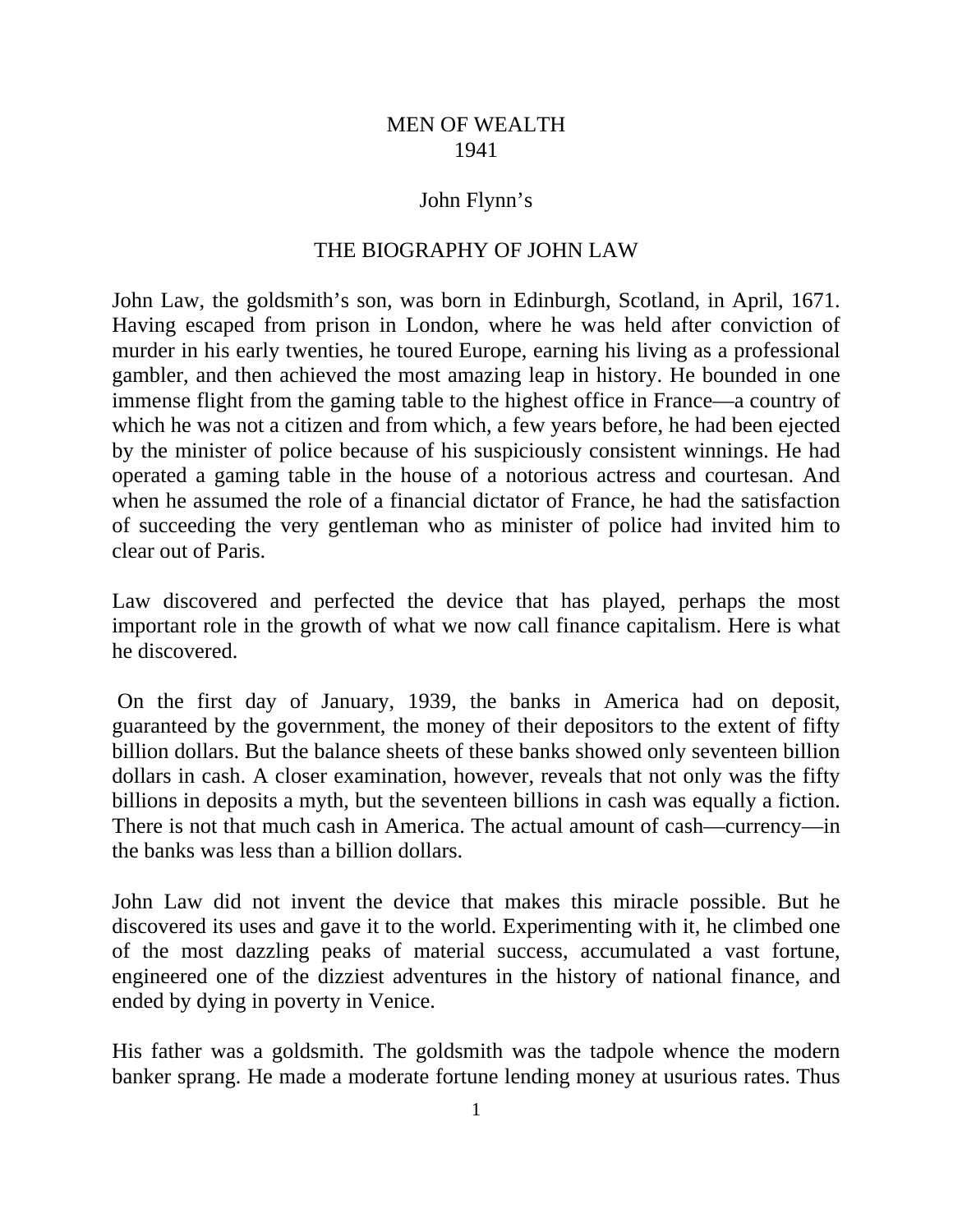MEN OF WEALTH
1941

John Flynn's

# THE BIOGRAPHY OF JOHN LAW

John Law, the goldsmith's son, was born in Edinburgh, Scotland, in April, 1671. Having escaped from prison in London, where he was held after conviction of murder in his early twenties, he toured Europe, earning his living as a professional gambler, and then achieved the most amazing leap in history. He bounded in one immense flight from the gaming table to the highest office in France—a country of which he was not a citizen and from which, a few years before, he had been ejected by the minister of police because of his suspiciously consistent winnings. He had operated a gaming table in the house of a notorious actress and courtesan. And when he assumed the role of a financial dictator of France, he had the satisfaction of succeeding the very gentleman who as minister of police had invited him to clear out of Paris.

Law discovered and perfected the device that has played, perhaps the most important role in the growth of what we now call finance capitalism. Here is what he discovered.

On the first day of January, 1939, the banks in America had on deposit, guaranteed by the government, the money of their depositors to the extent of fifty billion dollars. But the balance sheets of these banks showed only seventeen billion dollars in cash. A closer examination, however, reveals that not only was the fifty billions in deposits a myth, but the seventeen billions in cash was equally a fiction. There is not that much cash in America. The actual amount of cash—currency—in the banks was less than a billion dollars.

John Law did not invent the device that makes this miracle possible. But he discovered its uses and gave it to the world. Experimenting with it, he climbed one of the most dazzling peaks of material success, accumulated a vast fortune, engineered one of the dizziest adventures in the history of national finance, and ended by dying in poverty in Venice.

His father was a goldsmith. The goldsmith was the tadpole whence the modern banker sprang. He made a moderate fortune lending money at usurious rates. Thus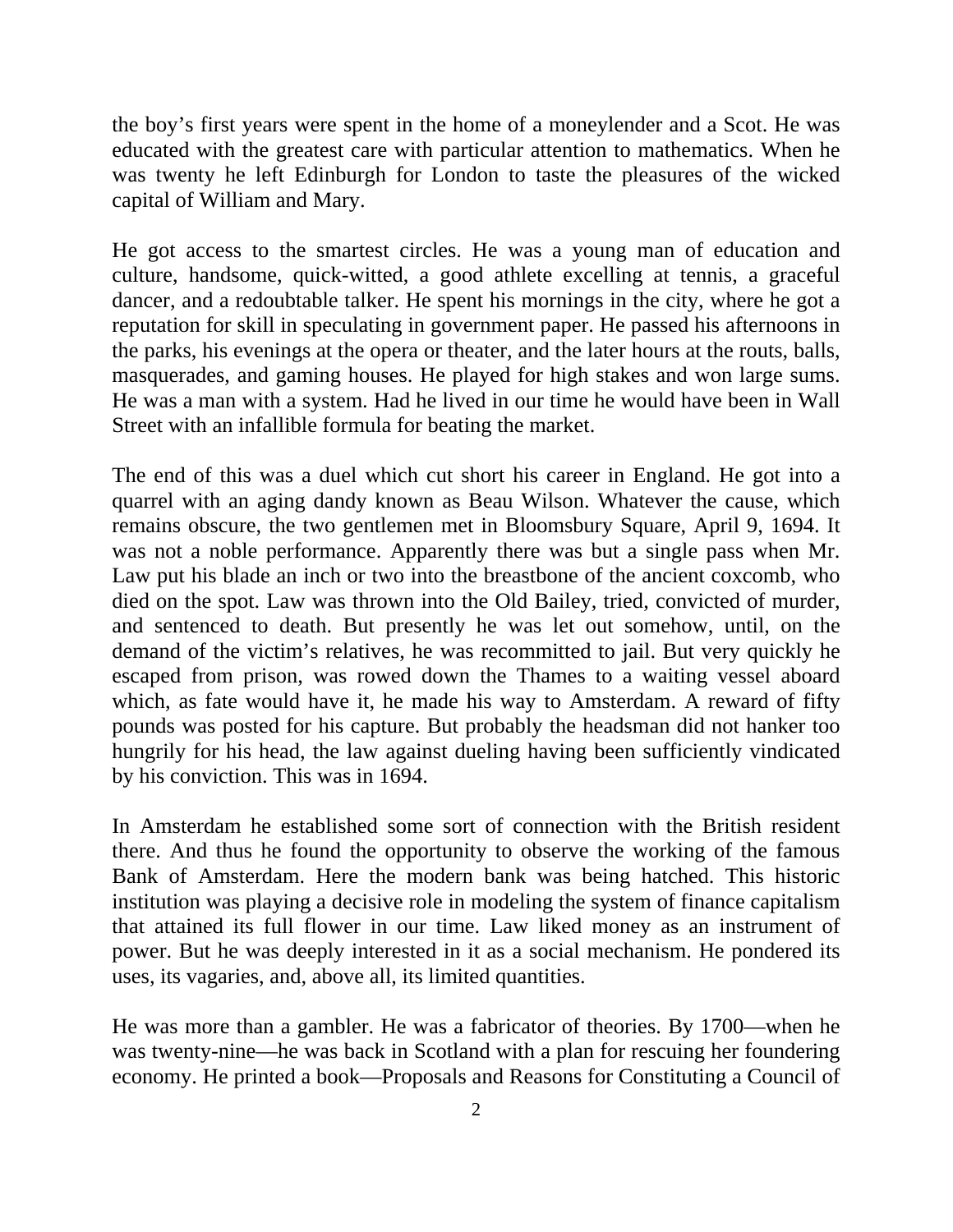the boy's first years were spent in the home of a moneylender and a Scot. He was educated with the greatest care with particular attention to mathematics. When he was twenty he left Edinburgh for London to taste the pleasures of the wicked capital of William and Mary.

He got access to the smartest circles. He was a young man of education and culture, handsome, quick-witted, a good athlete excelling at tennis, a graceful dancer, and a redoubtable talker. He spent his mornings in the city, where he got a reputation for skill in speculating in government paper. He passed his afternoons in the parks, his evenings at the opera or theater, and the later hours at the routs, balls, masquerades, and gaming houses. He played for high stakes and won large sums. He was a man with a system. Had he lived in our time he would have been in Wall Street with an infallible formula for beating the market.

The end of this was a duel which cut short his career in England. He got into a quarrel with an aging dandy known as Beau Wilson. Whatever the cause, which remains obscure, the two gentlemen met in Bloomsbury Square, April 9, 1694. It was not a noble performance. Apparently there was but a single pass when Mr. Law put his blade an inch or two into the breastbone of the ancient coxcomb, who died on the spot. Law was thrown into the Old Bailey, tried, convicted of murder, and sentenced to death. But presently he was let out somehow, until, on the demand of the victim's relatives, he was recommitted to jail. But very quickly he escaped from prison, was rowed down the Thames to a waiting vessel aboard which, as fate would have it, he made his way to Amsterdam. A reward of fifty pounds was posted for his capture. But probably the headsman did not hanker too hungrily for his head, the law against dueling having been sufficiently vindicated by his conviction. This was in 1694.

In Amsterdam he established some sort of connection with the British resident there. And thus he found the opportunity to observe the working of the famous Bank of Amsterdam. Here the modern bank was being hatched. This historic institution was playing a decisive role in modeling the system of finance capitalism that attained its full flower in our time. Law liked money as an instrument of power. But he was deeply interested in it as a social mechanism. He pondered its uses, its vagaries, and, above all, its limited quantities.

He was more than a gambler. He was a fabricator of theories. By 1700—when he was twenty-nine—he was back in Scotland with a plan for rescuing her foundering economy. He printed a book—Proposals and Reasons for Constituting a Council of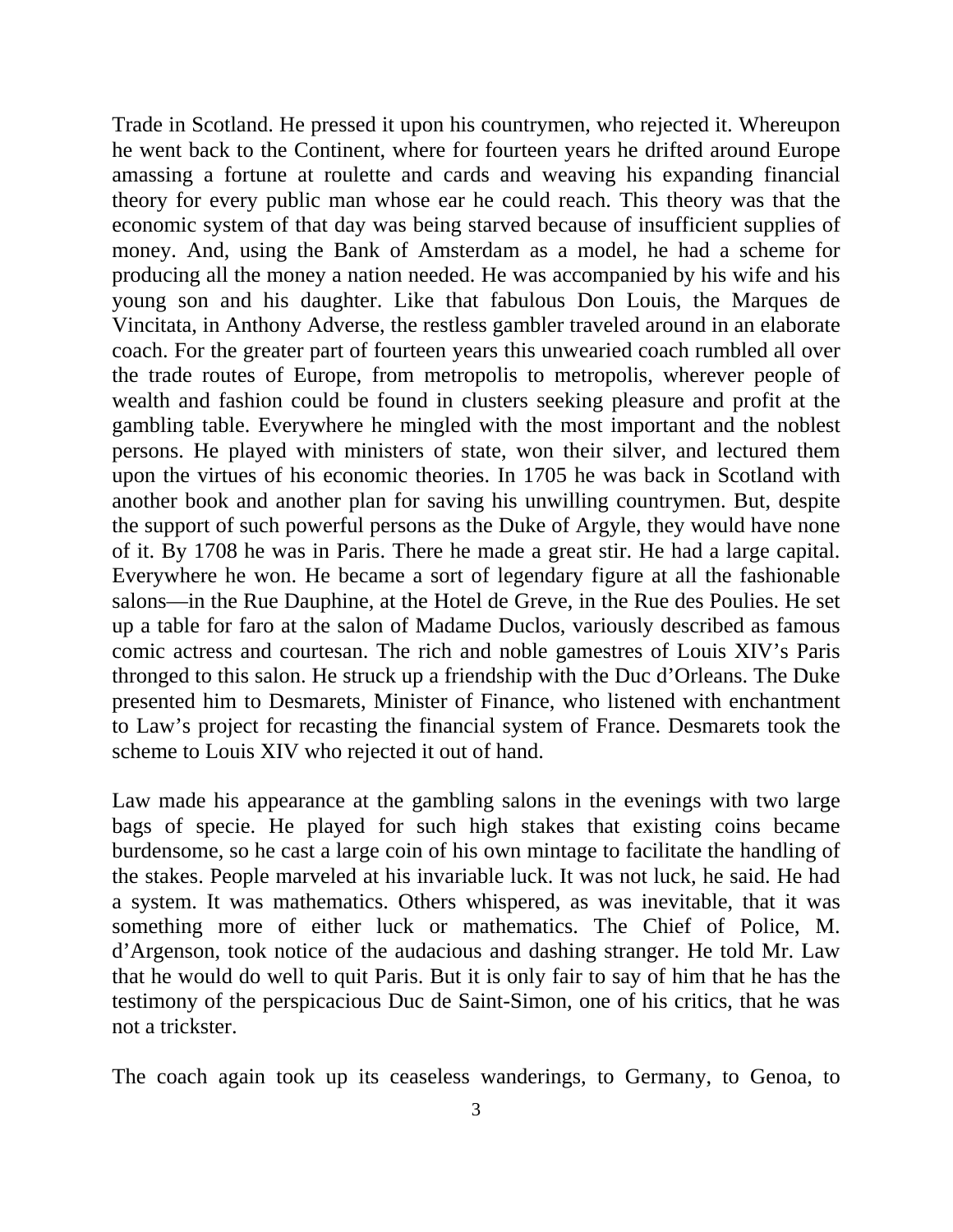Trade in Scotland. He pressed it upon his countrymen, who rejected it. Whereupon he went back to the Continent, where for fourteen years he drifted around Europe amassing a fortune at roulette and cards and weaving his expanding financial theory for every public man whose ear he could reach. This theory was that the economic system of that day was being starved because of insufficient supplies of money. And, using the Bank of Amsterdam as a model, he had a scheme for producing all the money a nation needed. He was accompanied by his wife and his young son and his daughter. Like that fabulous Don Louis, the Marques de Vincitata, in Anthony Adverse, the restless gambler traveled around in an elaborate coach. For the greater part of fourteen years this unwearied coach rumbled all over the trade routes of Europe, from metropolis to metropolis, wherever people of wealth and fashion could be found in clusters seeking pleasure and profit at the gambling table. Everywhere he mingled with the most important and the noblest persons. He played with ministers of state, won their silver, and lectured them upon the virtues of his economic theories. In 1705 he was back in Scotland with another book and another plan for saving his unwilling countrymen. But, despite the support of such powerful persons as the Duke of Argyle, they would have none of it. By 1708 he was in Paris. There he made a great stir. He had a large capital. Everywhere he won. He became a sort of legendary figure at all the fashionable salons—in the Rue Dauphine, at the Hotel de Greve, in the Rue des Poulies. He set up a table for faro at the salon of Madame Duclos, variously described as famous comic actress and courtesan. The rich and noble gamestres of Louis XIV's Paris thronged to this salon. He struck up a friendship with the Duc d'Orleans. The Duke presented him to Desmarets, Minister of Finance, who listened with enchantment to Law's project for recasting the financial system of France. Desmarets took the scheme to Louis XIV who rejected it out of hand.

Law made his appearance at the gambling salons in the evenings with two large bags of specie. He played for such high stakes that existing coins became burdensome, so he cast a large coin of his own mintage to facilitate the handling of the stakes. People marveled at his invariable luck. It was not luck, he said. He had a system. It was mathematics. Others whispered, as was inevitable, that it was something more of either luck or mathematics. The Chief of Police, M. d'Argenson, took notice of the audacious and dashing stranger. He told Mr. Law that he would do well to quit Paris. But it is only fair to say of him that he has the testimony of the perspicacious Duc de Saint-Simon, one of his critics, that he was not a trickster.

The coach again took up its ceaseless wanderings, to Germany, to Genoa, to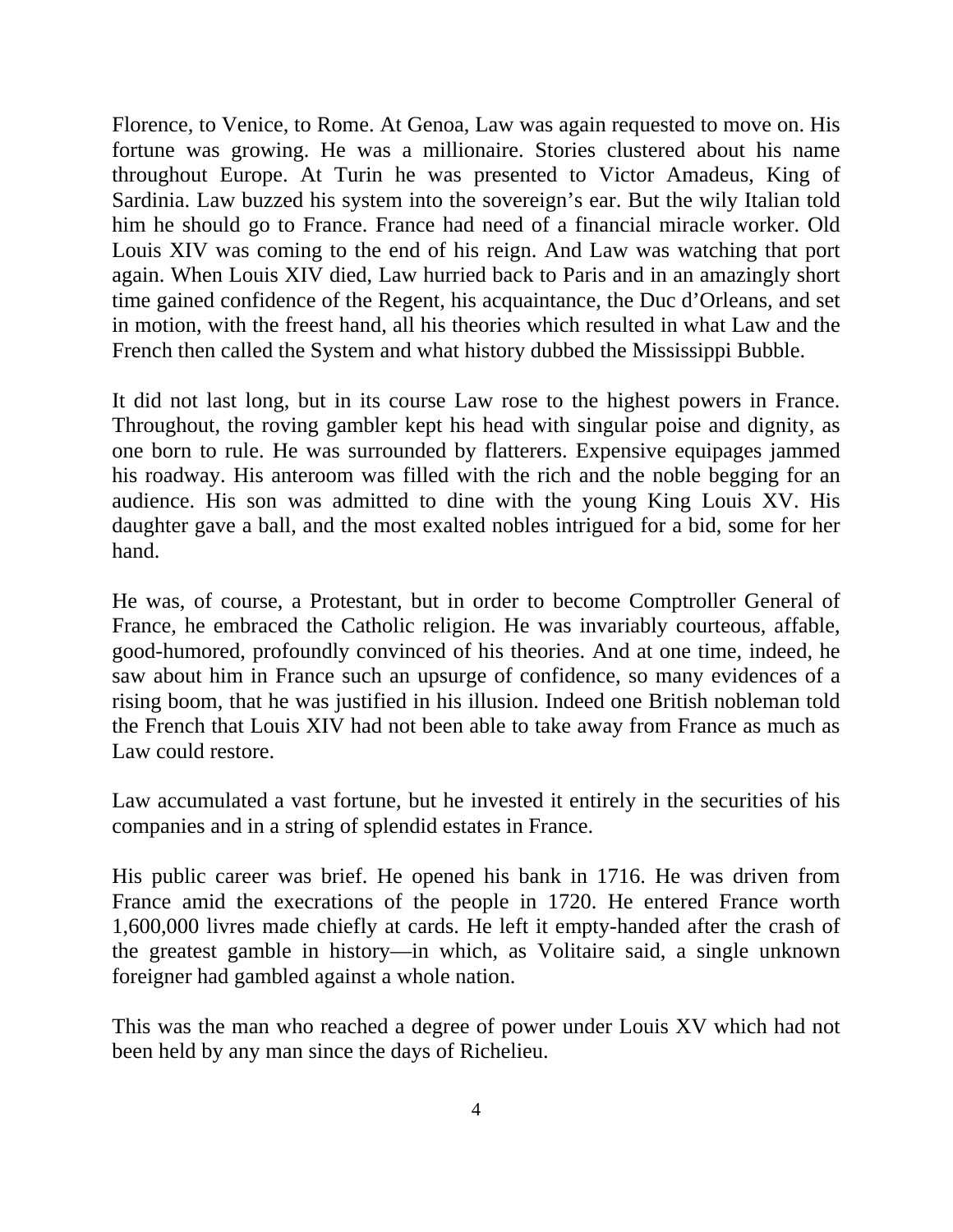Florence, to Venice, to Rome. At Genoa, Law was again requested to move on. His fortune was growing. He was a millionaire. Stories clustered about his name throughout Europe. At Turin he was presented to Victor Amadeus, King of Sardinia. Law buzzed his system into the sovereign's ear. But the wily Italian told him he should go to France. France had need of a financial miracle worker. Old Louis XIV was coming to the end of his reign. And Law was watching that port again. When Louis XIV died, Law hurried back to Paris and in an amazingly short time gained confidence of the Regent, his acquaintance, the Duc d'Orleans, and set in motion, with the freest hand, all his theories which resulted in what Law and the French then called the System and what history dubbed the Mississippi Bubble.

It did not last long, but in its course Law rose to the highest powers in France. Throughout, the roving gambler kept his head with singular poise and dignity, as one born to rule. He was surrounded by flatterers. Expensive equipages jammed his roadway. His anteroom was filled with the rich and the noble begging for an audience. His son was admitted to dine with the young King Louis XV. His daughter gave a ball, and the most exalted nobles intrigued for a bid, some for her hand.

He was, of course, a Protestant, but in order to become Comptroller General of France, he embraced the Catholic religion. He was invariably courteous, affable, good-humored, profoundly convinced of his theories. And at one time, indeed, he saw about him in France such an upsurge of confidence, so many evidences of a rising boom, that he was justified in his illusion. Indeed one British nobleman told the French that Louis XIV had not been able to take away from France as much as Law could restore.

Law accumulated a vast fortune, but he invested it entirely in the securities of his companies and in a string of splendid estates in France.

His public career was brief. He opened his bank in 1716. He was driven from France amid the execrations of the people in 1720. He entered France worth 1,600,000 livres made chiefly at cards. He left it empty-handed after the crash of the greatest gamble in history—in which, as Volitaire said, a single unknown foreigner had gambled against a whole nation.

This was the man who reached a degree of power under Louis XV which had not been held by any man since the days of Richelieu.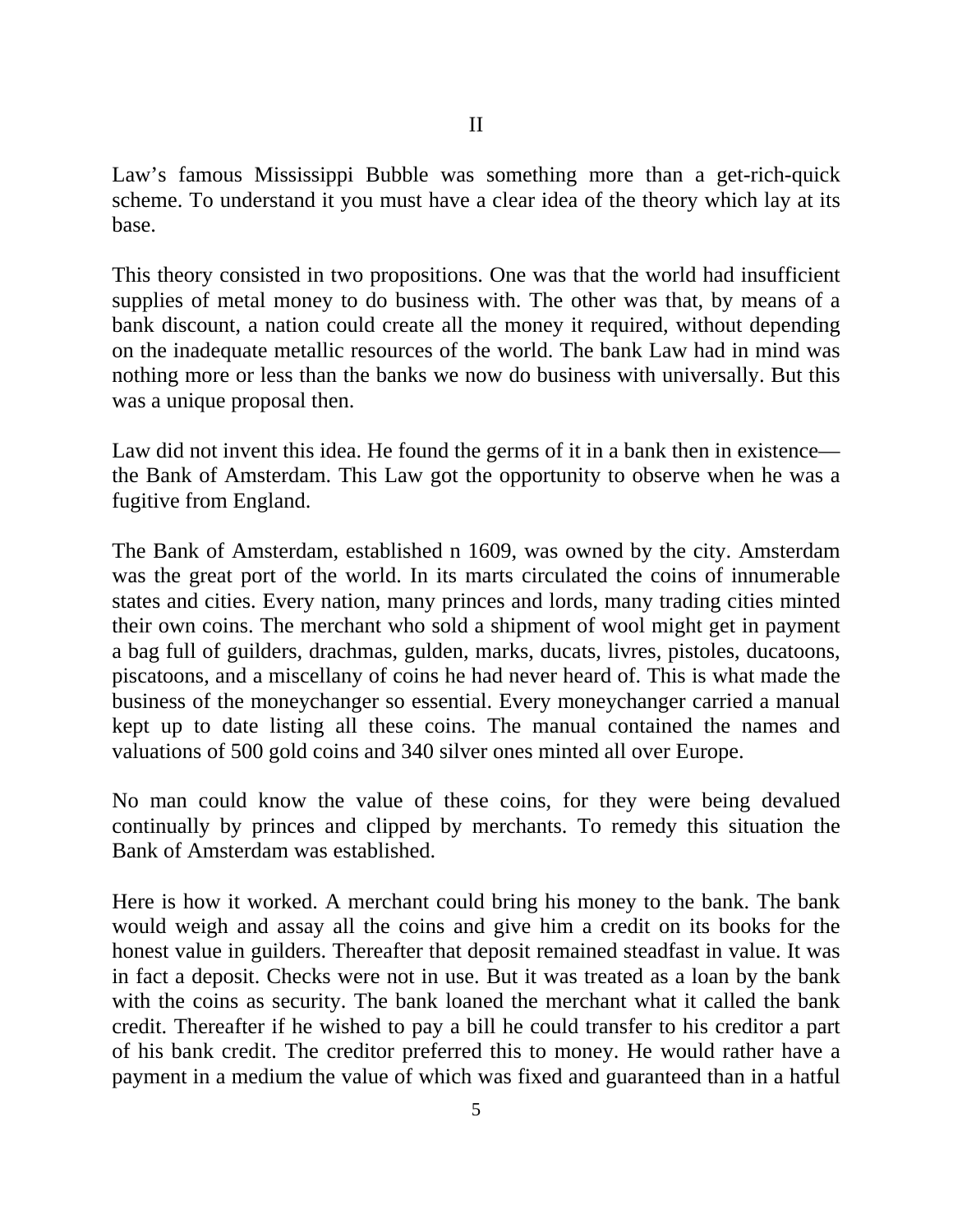## II

Law’s famous Mississippi Bubble was something more than a get-rich-quick scheme. To understand it you must have a clear idea of the theory which lay at its base.

This theory consisted in two propositions. One was that the world had insufficient supplies of metal money to do business with. The other was that, by means of a bank discount, a nation could create all the money it required, without depending on the inadequate metallic resources of the world. The bank Law had in mind was nothing more or less than the banks we now do business with universally. But this was a unique proposal then.

Law did not invent this idea. He found the germs of it in a bank then in existence—the Bank of Amsterdam. This Law got the opportunity to observe when he was a fugitive from England.

The Bank of Amsterdam, established n 1609, was owned by the city. Amsterdam was the great port of the world. In its marts circulated the coins of innumerable states and cities. Every nation, many princes and lords, many trading cities minted their own coins. The merchant who sold a shipment of wool might get in payment a bag full of guilders, drachmas, gulden, marks, ducats, livres, pistoles, ducatoons, piscatoons, and a miscellany of coins he had never heard of. This is what made the business of the moneychanger so essential. Every moneychanger carried a manual kept up to date listing all these coins. The manual contained the names and valuations of 500 gold coins and 340 silver ones minted all over Europe.

No man could know the value of these coins, for they were being devalued continually by princes and clipped by merchants. To remedy this situation the Bank of Amsterdam was established.

Here is how it worked. A merchant could bring his money to the bank. The bank would weigh and assay all the coins and give him a credit on its books for the honest value in guilders. Thereafter that deposit remained steadfast in value. It was in fact a deposit. Checks were not in use. But it was treated as a loan by the bank with the coins as security. The bank loaned the merchant what it called the bank credit. Thereafter if he wished to pay a bill he could transfer to his creditor a part of his bank credit. The creditor preferred this to money. He would rather have a payment in a medium the value of which was fixed and guaranteed than in a hatful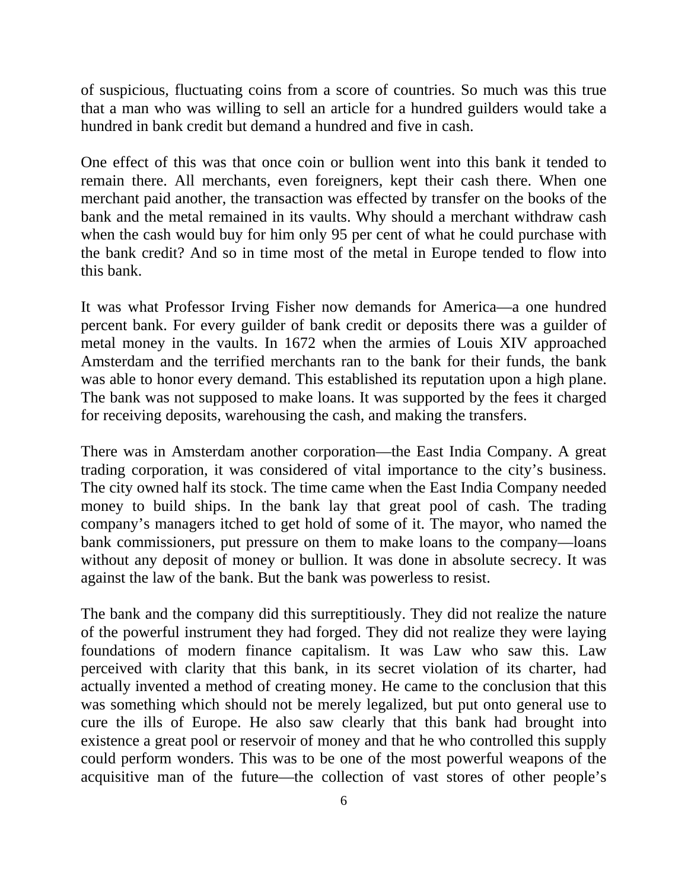of suspicious, fluctuating coins from a score of countries. So much was this true that a man who was willing to sell an article for a hundred guilders would take a hundred in bank credit but demand a hundred and five in cash.

One effect of this was that once coin or bullion went into this bank it tended to remain there. All merchants, even foreigners, kept their cash there. When one merchant paid another, the transaction was effected by transfer on the books of the bank and the metal remained in its vaults. Why should a merchant withdraw cash when the cash would buy for him only 95 per cent of what he could purchase with the bank credit? And so in time most of the metal in Europe tended to flow into this bank.

It was what Professor Irving Fisher now demands for America—a one hundred percent bank. For every guilder of bank credit or deposits there was a guilder of metal money in the vaults. In 1672 when the armies of Louis XIV approached Amsterdam and the terrified merchants ran to the bank for their funds, the bank was able to honor every demand. This established its reputation upon a high plane. The bank was not supposed to make loans. It was supported by the fees it charged for receiving deposits, warehousing the cash, and making the transfers.

There was in Amsterdam another corporation—the East India Company. A great trading corporation, it was considered of vital importance to the city's business. The city owned half its stock. The time came when the East India Company needed money to build ships. In the bank lay that great pool of cash. The trading company's managers itched to get hold of some of it. The mayor, who named the bank commissioners, put pressure on them to make loans to the company—loans without any deposit of money or bullion. It was done in absolute secrecy. It was against the law of the bank. But the bank was powerless to resist.

The bank and the company did this surreptitiously. They did not realize the nature of the powerful instrument they had forged. They did not realize they were laying foundations of modern finance capitalism. It was Law who saw this. Law perceived with clarity that this bank, in its secret violation of its charter, had actually invented a method of creating money. He came to the conclusion that this was something which should not be merely legalized, but put onto general use to cure the ills of Europe. He also saw clearly that this bank had brought into existence a great pool or reservoir of money and that he who controlled this supply could perform wonders. This was to be one of the most powerful weapons of the acquisitive man of the future—the collection of vast stores of other people's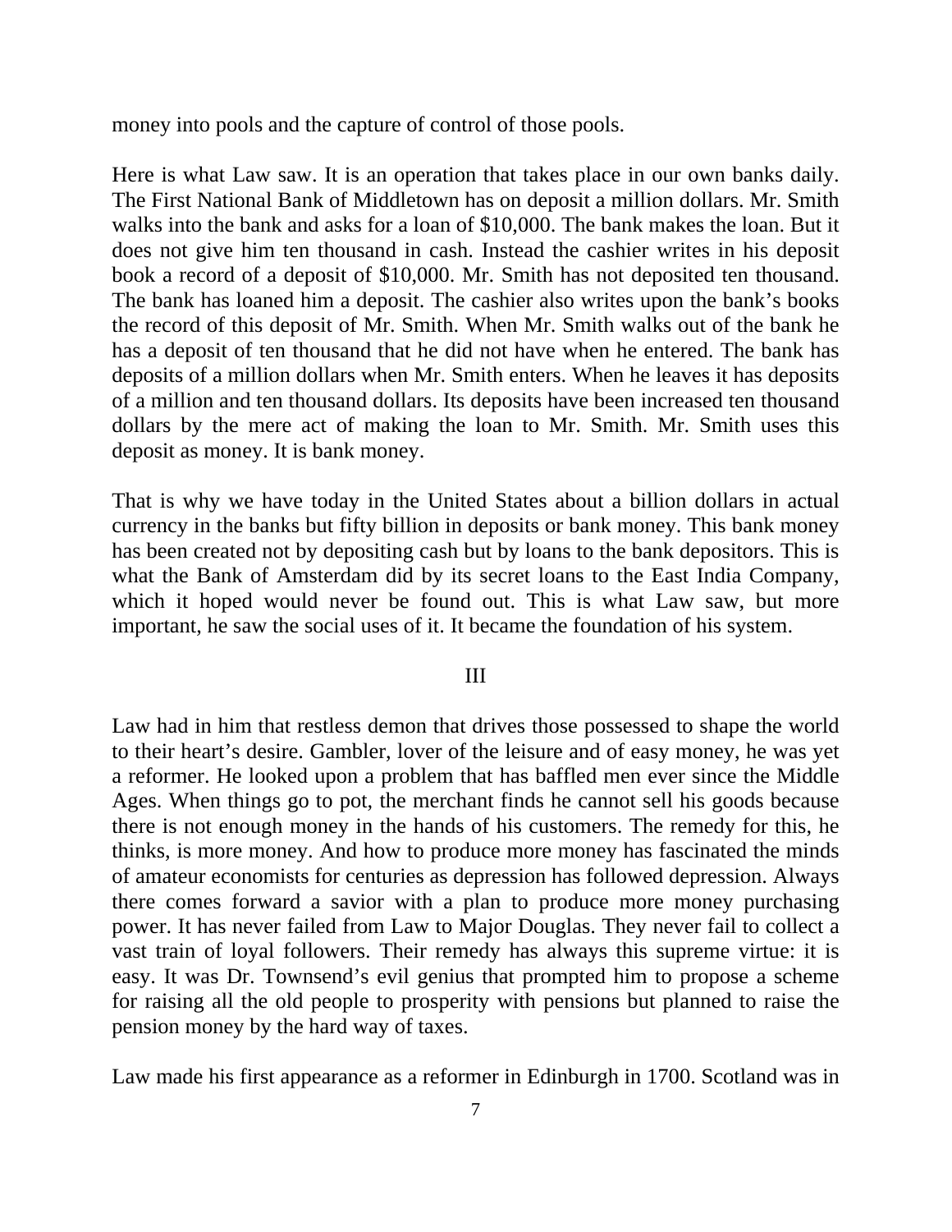money into pools and the capture of control of those pools.

Here is what Law saw. It is an operation that takes place in our own banks daily. The First National Bank of Middletown has on deposit a million dollars. Mr. Smith walks into the bank and asks for a loan of $10,000. The bank makes the loan. But it does not give him ten thousand in cash. Instead the cashier writes in his deposit book a record of a deposit of $10,000. Mr. Smith has not deposited ten thousand. The bank has loaned him a deposit. The cashier also writes upon the bank's books the record of this deposit of Mr. Smith. When Mr. Smith walks out of the bank he has a deposit of ten thousand that he did not have when he entered. The bank has deposits of a million dollars when Mr. Smith enters. When he leaves it has deposits of a million and ten thousand dollars. Its deposits have been increased ten thousand dollars by the mere act of making the loan to Mr. Smith. Mr. Smith uses this deposit as money. It is bank money.

That is why we have today in the United States about a billion dollars in actual currency in the banks but fifty billion in deposits or bank money. This bank money has been created not by depositing cash but by loans to the bank depositors. This is what the Bank of Amsterdam did by its secret loans to the East India Company, which it hoped would never be found out. This is what Law saw, but more important, he saw the social uses of it. It became the foundation of his system.

## III

Law had in him that restless demon that drives those possessed to shape the world to their heart's desire. Gambler, lover of the leisure and of easy money, he was yet a reformer. He looked upon a problem that has baffled men ever since the Middle Ages. When things go to pot, the merchant finds he cannot sell his goods because there is not enough money in the hands of his customers. The remedy for this, he thinks, is more money. And how to produce more money has fascinated the minds of amateur economists for centuries as depression has followed depression. Always there comes forward a savior with a plan to produce more money purchasing power. It has never failed from Law to Major Douglas. They never fail to collect a vast train of loyal followers. Their remedy has always this supreme virtue: it is easy. It was Dr. Townsend's evil genius that prompted him to propose a scheme for raising all the old people to prosperity with pensions but planned to raise the pension money by the hard way of taxes.

Law made his first appearance as a reformer in Edinburgh in 1700. Scotland was in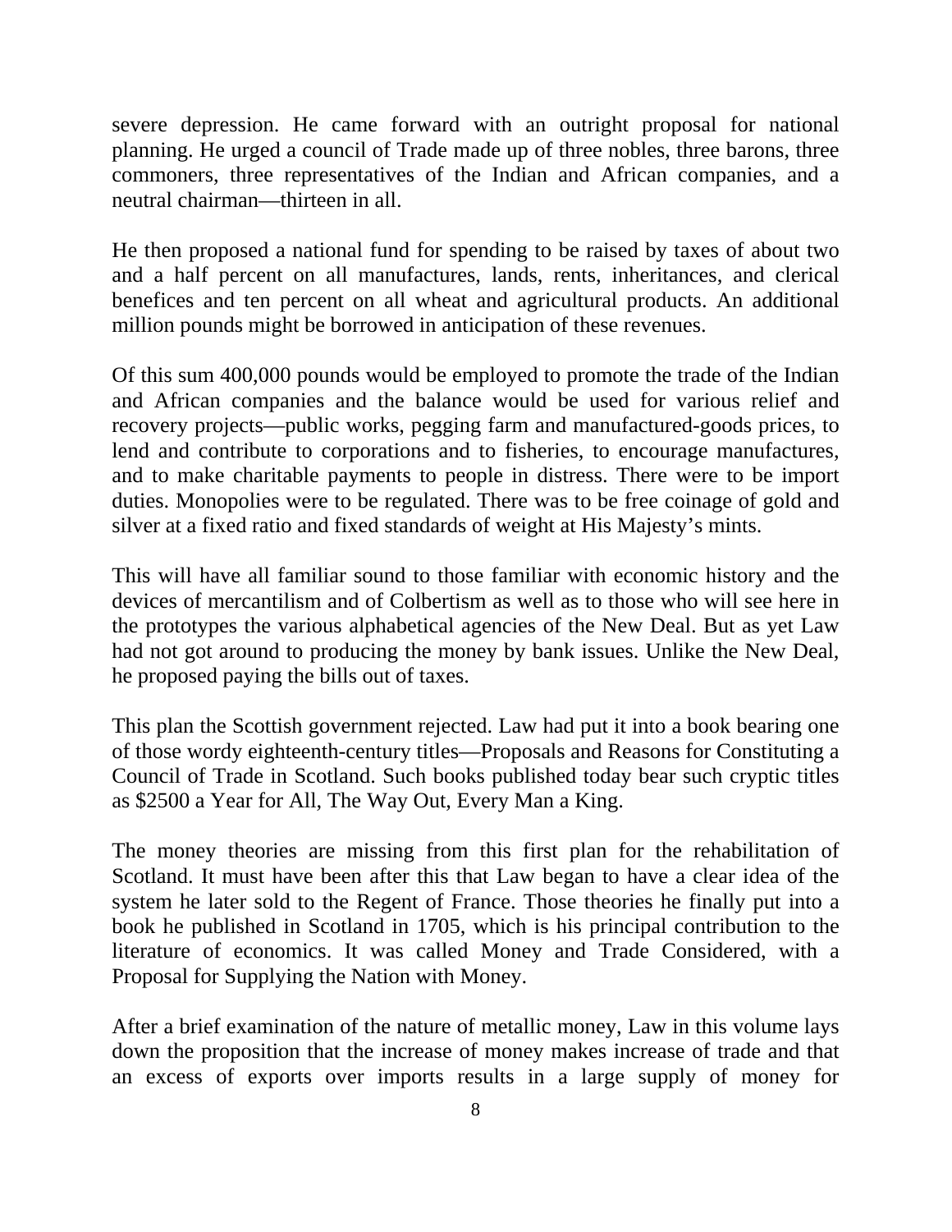severe depression. He came forward with an outright proposal for national planning. He urged a council of Trade made up of three nobles, three barons, three commoners, three representatives of the Indian and African companies, and a neutral chairman—thirteen in all.

He then proposed a national fund for spending to be raised by taxes of about two and a half percent on all manufactures, lands, rents, inheritances, and clerical benefices and ten percent on all wheat and agricultural products. An additional million pounds might be borrowed in anticipation of these revenues.

Of this sum 400,000 pounds would be employed to promote the trade of the Indian and African companies and the balance would be used for various relief and recovery projects—public works, pegging farm and manufactured-goods prices, to lend and contribute to corporations and to fisheries, to encourage manufactures, and to make charitable payments to people in distress. There were to be import duties. Monopolies were to be regulated. There was to be free coinage of gold and silver at a fixed ratio and fixed standards of weight at His Majesty's mints.

This will have all familiar sound to those familiar with economic history and the devices of mercantilism and of Colbertism as well as to those who will see here in the prototypes the various alphabetical agencies of the New Deal. But as yet Law had not got around to producing the money by bank issues. Unlike the New Deal, he proposed paying the bills out of taxes.

This plan the Scottish government rejected. Law had put it into a book bearing one of those wordy eighteenth-century titles—Proposals and Reasons for Constituting a Council of Trade in Scotland. Such books published today bear such cryptic titles as $2500 a Year for All, The Way Out, Every Man a King.

The money theories are missing from this first plan for the rehabilitation of Scotland. It must have been after this that Law began to have a clear idea of the system he later sold to the Regent of France. Those theories he finally put into a book he published in Scotland in 1705, which is his principal contribution to the literature of economics. It was called Money and Trade Considered, with a Proposal for Supplying the Nation with Money.

After a brief examination of the nature of metallic money, Law in this volume lays down the proposition that the increase of money makes increase of trade and that an excess of exports over imports results in a large supply of money for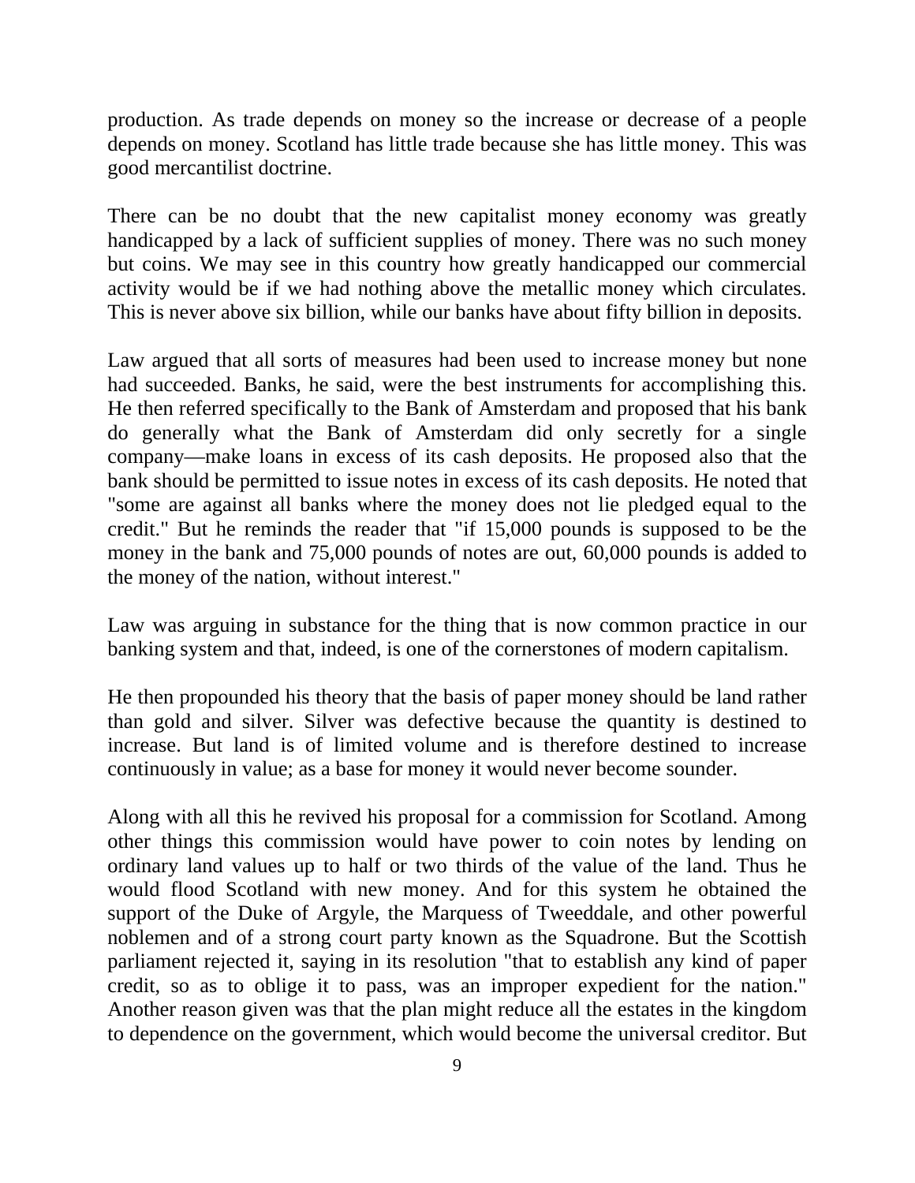production. As trade depends on money so the increase or decrease of a people depends on money. Scotland has little trade because she has little money. This was good mercantilist doctrine.

There can be no doubt that the new capitalist money economy was greatly handicapped by a lack of sufficient supplies of money. There was no such money but coins. We may see in this country how greatly handicapped our commercial activity would be if we had nothing above the metallic money which circulates. This is never above six billion, while our banks have about fifty billion in deposits.

Law argued that all sorts of measures had been used to increase money but none had succeeded. Banks, he said, were the best instruments for accomplishing this. He then referred specifically to the Bank of Amsterdam and proposed that his bank do generally what the Bank of Amsterdam did only secretly for a single company—make loans in excess of its cash deposits. He proposed also that the bank should be permitted to issue notes in excess of its cash deposits. He noted that "some are against all banks where the money does not lie pledged equal to the credit." But he reminds the reader that "if 15,000 pounds is supposed to be the money in the bank and 75,000 pounds of notes are out, 60,000 pounds is added to the money of the nation, without interest."

Law was arguing in substance for the thing that is now common practice in our banking system and that, indeed, is one of the cornerstones of modern capitalism.

He then propounded his theory that the basis of paper money should be land rather than gold and silver. Silver was defective because the quantity is destined to increase. But land is of limited volume and is therefore destined to increase continuously in value; as a base for money it would never become sounder.

Along with all this he revived his proposal for a commission for Scotland. Among other things this commission would have power to coin notes by lending on ordinary land values up to half or two thirds of the value of the land. Thus he would flood Scotland with new money. And for this system he obtained the support of the Duke of Argyle, the Marquess of Tweeddale, and other powerful noblemen and of a strong court party known as the Squadrone. But the Scottish parliament rejected it, saying in its resolution "that to establish any kind of paper credit, so as to oblige it to pass, was an improper expedient for the nation." Another reason given was that the plan might reduce all the estates in the kingdom to dependence on the government, which would become the universal creditor. But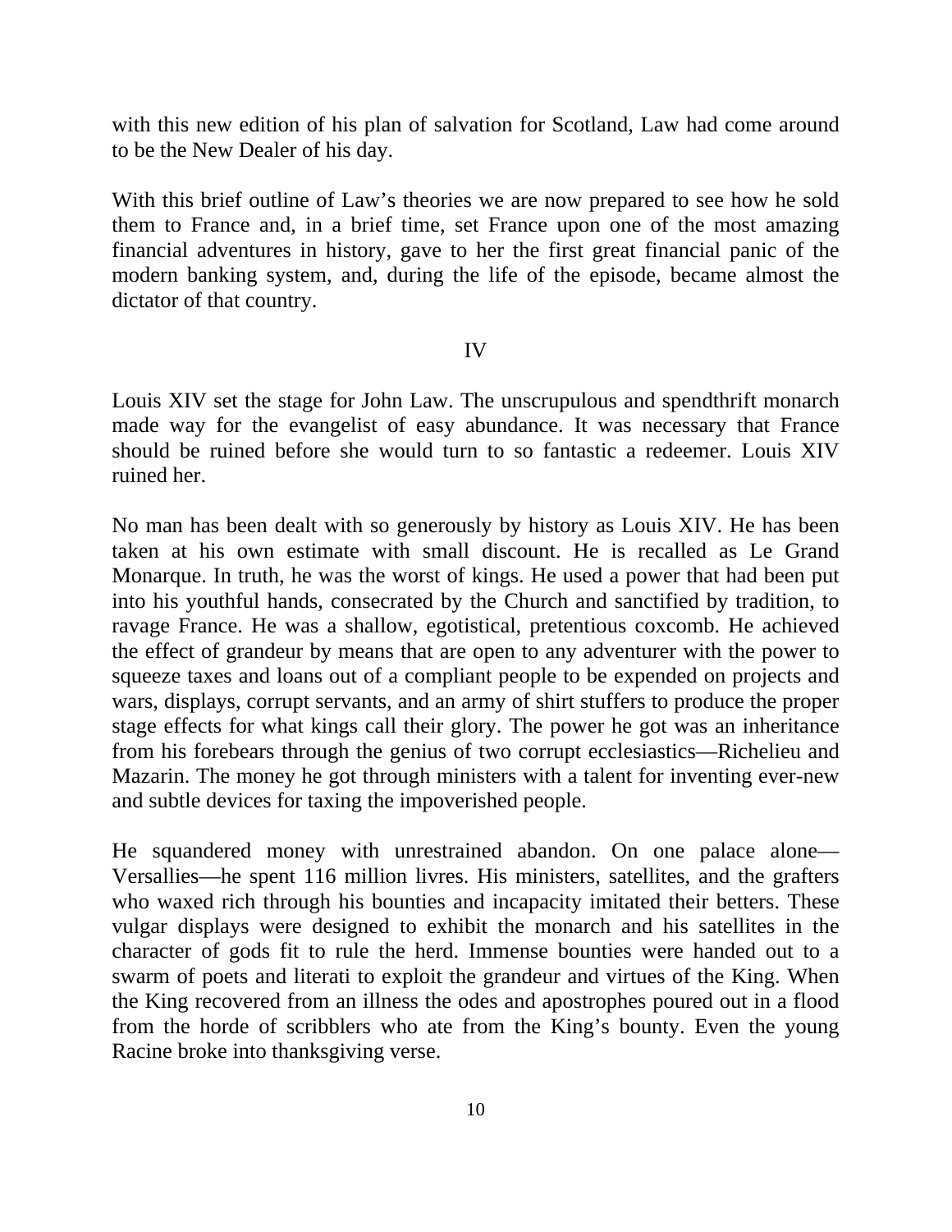with this new edition of his plan of salvation for Scotland, Law had come around to be the New Dealer of his day.

With this brief outline of Law's theories we are now prepared to see how he sold them to France and, in a brief time, set France upon one of the most amazing financial adventures in history, gave to her the first great financial panic of the modern banking system, and, during the life of the episode, became almost the dictator of that country.

## IV

Louis XIV set the stage for John Law. The unscrupulous and spendthrift monarch made way for the evangelist of easy abundance. It was necessary that France should be ruined before she would turn to so fantastic a redeemer. Louis XIV ruined her.

No man has been dealt with so generously by history as Louis XIV. He has been taken at his own estimate with small discount. He is recalled as Le Grand Monarque. In truth, he was the worst of kings. He used a power that had been put into his youthful hands, consecrated by the Church and sanctified by tradition, to ravage France. He was a shallow, egotistical, pretentious coxcomb. He achieved the effect of grandeur by means that are open to any adventurer with the power to squeeze taxes and loans out of a compliant people to be expended on projects and wars, displays, corrupt servants, and an army of shirt stuffers to produce the proper stage effects for what kings call their glory. The power he got was an inheritance from his forebears through the genius of two corrupt ecclesiastics—Richelieu and Mazarin. The money he got through ministers with a talent for inventing ever-new and subtle devices for taxing the impoverished people.

He squandered money with unrestrained abandon. On one palace alone—Versallies—he spent 116 million livres. His ministers, satellites, and the grafters who waxed rich through his bounties and incapacity imitated their betters. These vulgar displays were designed to exhibit the monarch and his satellites in the character of gods fit to rule the herd. Immense bounties were handed out to a swarm of poets and literati to exploit the grandeur and virtues of the King. When the King recovered from an illness the odes and apostrophes poured out in a flood from the horde of scribblers who ate from the King's bounty. Even the young Racine broke into thanksgiving verse.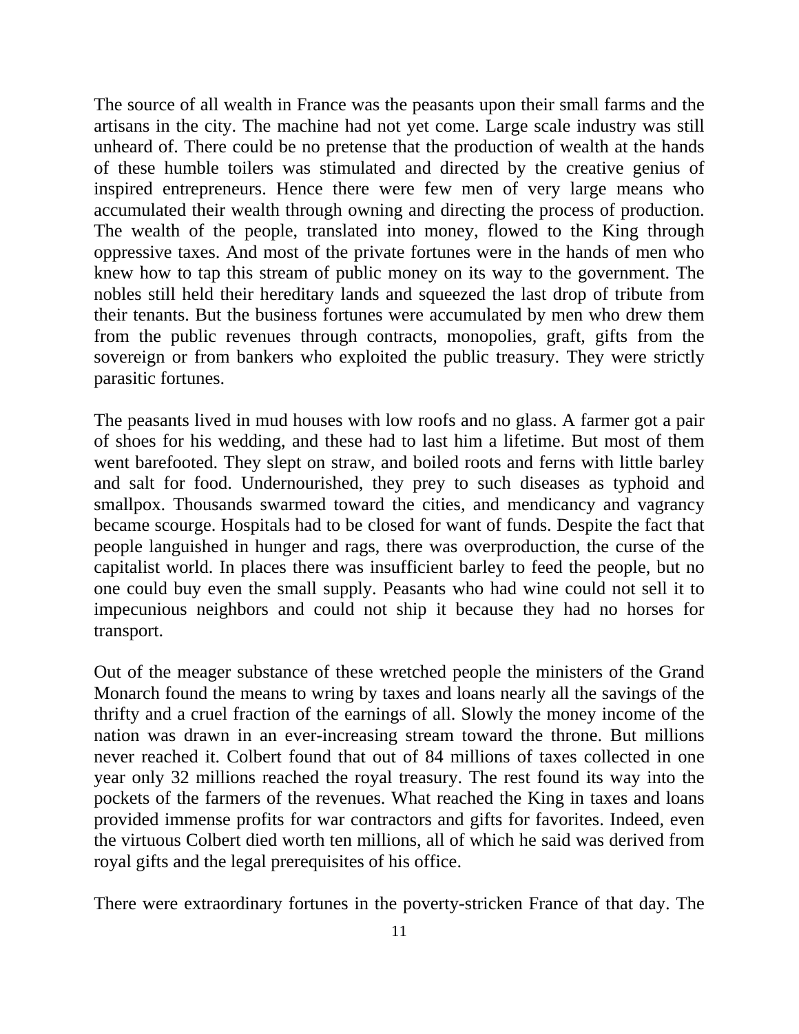The source of all wealth in France was the peasants upon their small farms and the artisans in the city. The machine had not yet come. Large scale industry was still unheard of. There could be no pretense that the production of wealth at the hands of these humble toilers was stimulated and directed by the creative genius of inspired entrepreneurs. Hence there were few men of very large means who accumulated their wealth through owning and directing the process of production. The wealth of the people, translated into money, flowed to the King through oppressive taxes. And most of the private fortunes were in the hands of men who knew how to tap this stream of public money on its way to the government. The nobles still held their hereditary lands and squeezed the last drop of tribute from their tenants. But the business fortunes were accumulated by men who drew them from the public revenues through contracts, monopolies, graft, gifts from the sovereign or from bankers who exploited the public treasury. They were strictly parasitic fortunes.

The peasants lived in mud houses with low roofs and no glass. A farmer got a pair of shoes for his wedding, and these had to last him a lifetime. But most of them went barefooted. They slept on straw, and boiled roots and ferns with little barley and salt for food. Undernourished, they prey to such diseases as typhoid and smallpox. Thousands swarmed toward the cities, and mendicancy and vagrancy became scourge. Hospitals had to be closed for want of funds. Despite the fact that people languished in hunger and rags, there was overproduction, the curse of the capitalist world. In places there was insufficient barley to feed the people, but no one could buy even the small supply. Peasants who had wine could not sell it to impecunious neighbors and could not ship it because they had no horses for transport.

Out of the meager substance of these wretched people the ministers of the Grand Monarch found the means to wring by taxes and loans nearly all the savings of the thrifty and a cruel fraction of the earnings of all. Slowly the money income of the nation was drawn in an ever-increasing stream toward the throne. But millions never reached it. Colbert found that out of 84 millions of taxes collected in one year only 32 millions reached the royal treasury. The rest found its way into the pockets of the farmers of the revenues. What reached the King in taxes and loans provided immense profits for war contractors and gifts for favorites. Indeed, even the virtuous Colbert died worth ten millions, all of which he said was derived from royal gifts and the legal prerequisites of his office.

There were extraordinary fortunes in the poverty-stricken France of that day. The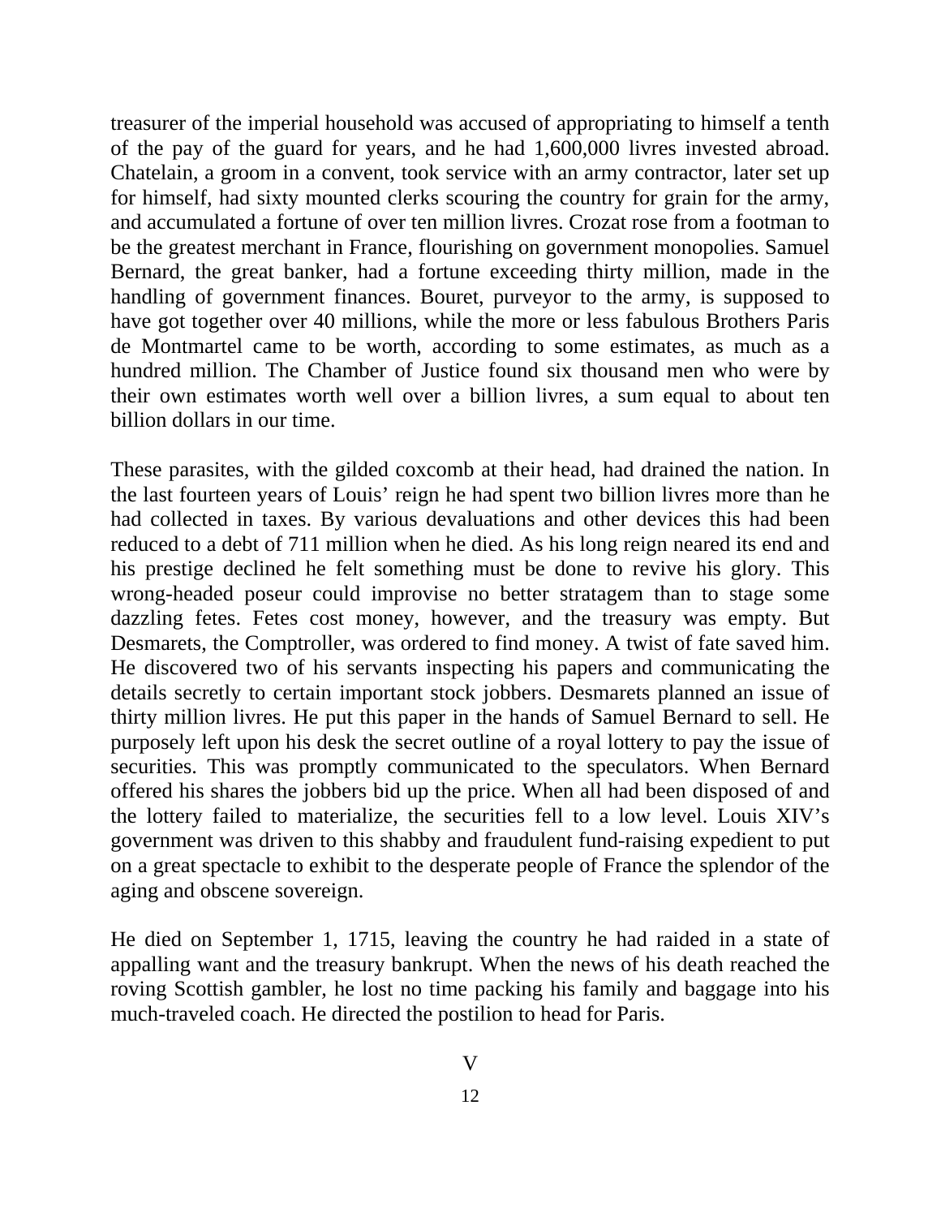treasurer of the imperial household was accused of appropriating to himself a tenth of the pay of the guard for years, and he had 1,600,000 livres invested abroad. Chatelain, a groom in a convent, took service with an army contractor, later set up for himself, had sixty mounted clerks scouring the country for grain for the army, and accumulated a fortune of over ten million livres. Crozat rose from a footman to be the greatest merchant in France, flourishing on government monopolies. Samuel Bernard, the great banker, had a fortune exceeding thirty million, made in the handling of government finances. Bouret, purveyor to the army, is supposed to have got together over 40 millions, while the more or less fabulous Brothers Paris de Montmartel came to be worth, according to some estimates, as much as a hundred million. The Chamber of Justice found six thousand men who were by their own estimates worth well over a billion livres, a sum equal to about ten billion dollars in our time.

These parasites, with the gilded coxcomb at their head, had drained the nation. In the last fourteen years of Louis' reign he had spent two billion livres more than he had collected in taxes. By various devaluations and other devices this had been reduced to a debt of 711 million when he died. As his long reign neared its end and his prestige declined he felt something must be done to revive his glory. This wrong-headed poseur could improvise no better stratagem than to stage some dazzling fetes. Fetes cost money, however, and the treasury was empty. But Desmarets, the Comptroller, was ordered to find money. A twist of fate saved him. He discovered two of his servants inspecting his papers and communicating the details secretly to certain important stock jobbers. Desmarets planned an issue of thirty million livres. He put this paper in the hands of Samuel Bernard to sell. He purposely left upon his desk the secret outline of a royal lottery to pay the issue of securities. This was promptly communicated to the speculators. When Bernard offered his shares the jobbers bid up the price. When all had been disposed of and the lottery failed to materialize, the securities fell to a low level. Louis XIV's government was driven to this shabby and fraudulent fund-raising expedient to put on a great spectacle to exhibit to the desperate people of France the splendor of the aging and obscene sovereign.

He died on September 1, 1715, leaving the country he had raided in a state of appalling want and the treasury bankrupt. When the news of his death reached the roving Scottish gambler, he lost no time packing his family and baggage into his much-traveled coach. He directed the postilion to head for Paris.

## V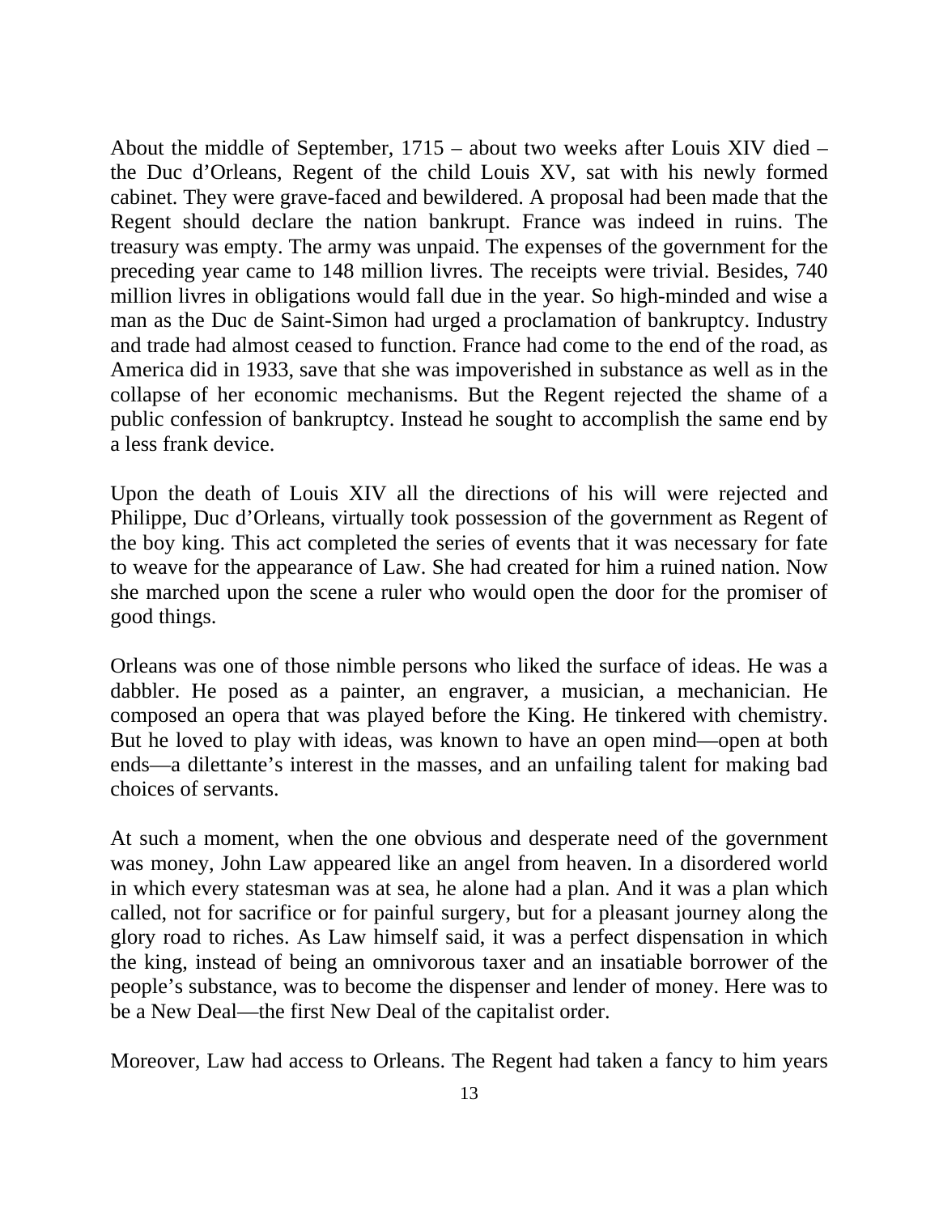About the middle of September, 1715 – about two weeks after Louis XIV died – the Duc d'Orleans, Regent of the child Louis XV, sat with his newly formed cabinet. They were grave-faced and bewildered. A proposal had been made that the Regent should declare the nation bankrupt. France was indeed in ruins. The treasury was empty. The army was unpaid. The expenses of the government for the preceding year came to 148 million livres. The receipts were trivial. Besides, 740 million livres in obligations would fall due in the year. So high-minded and wise a man as the Duc de Saint-Simon had urged a proclamation of bankruptcy. Industry and trade had almost ceased to function. France had come to the end of the road, as America did in 1933, save that she was impoverished in substance as well as in the collapse of her economic mechanisms. But the Regent rejected the shame of a public confession of bankruptcy. Instead he sought to accomplish the same end by a less frank device.

Upon the death of Louis XIV all the directions of his will were rejected and Philippe, Duc d'Orleans, virtually took possession of the government as Regent of the boy king. This act completed the series of events that it was necessary for fate to weave for the appearance of Law. She had created for him a ruined nation. Now she marched upon the scene a ruler who would open the door for the promiser of good things.

Orleans was one of those nimble persons who liked the surface of ideas. He was a dabbler. He posed as a painter, an engraver, a musician, a mechanician. He composed an opera that was played before the King. He tinkered with chemistry. But he loved to play with ideas, was known to have an open mind—open at both ends—a dilettante's interest in the masses, and an unfailing talent for making bad choices of servants.

At such a moment, when the one obvious and desperate need of the government was money, John Law appeared like an angel from heaven. In a disordered world in which every statesman was at sea, he alone had a plan. And it was a plan which called, not for sacrifice or for painful surgery, but for a pleasant journey along the glory road to riches. As Law himself said, it was a perfect dispensation in which the king, instead of being an omnivorous taxer and an insatiable borrower of the people's substance, was to become the dispenser and lender of money. Here was to be a New Deal—the first New Deal of the capitalist order.

Moreover, Law had access to Orleans. The Regent had taken a fancy to him years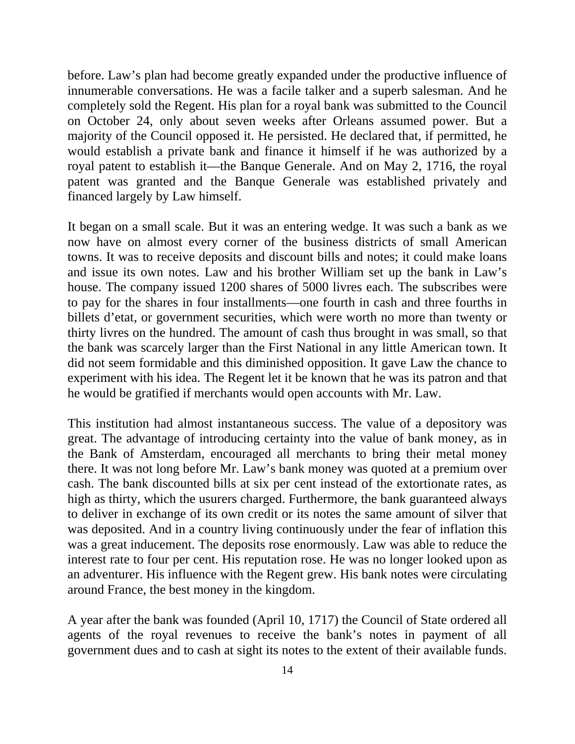before. Law's plan had become greatly expanded under the productive influence of innumerable conversations. He was a facile talker and a superb salesman. And he completely sold the Regent. His plan for a royal bank was submitted to the Council on October 24, only about seven weeks after Orleans assumed power. But a majority of the Council opposed it. He persisted. He declared that, if permitted, he would establish a private bank and finance it himself if he was authorized by a royal patent to establish it—the Banque Generale. And on May 2, 1716, the royal patent was granted and the Banque Generale was established privately and financed largely by Law himself.

It began on a small scale. But it was an entering wedge. It was such a bank as we now have on almost every corner of the business districts of small American towns. It was to receive deposits and discount bills and notes; it could make loans and issue its own notes. Law and his brother William set up the bank in Law's house. The company issued 1200 shares of 5000 livres each. The subscribes were to pay for the shares in four installments—one fourth in cash and three fourths in billets d'etat, or government securities, which were worth no more than twenty or thirty livres on the hundred. The amount of cash thus brought in was small, so that the bank was scarcely larger than the First National in any little American town. It did not seem formidable and this diminished opposition. It gave Law the chance to experiment with his idea. The Regent let it be known that he was its patron and that he would be gratified if merchants would open accounts with Mr. Law.

This institution had almost instantaneous success. The value of a depository was great. The advantage of introducing certainty into the value of bank money, as in the Bank of Amsterdam, encouraged all merchants to bring their metal money there. It was not long before Mr. Law's bank money was quoted at a premium over cash. The bank discounted bills at six per cent instead of the extortionate rates, as high as thirty, which the usurers charged. Furthermore, the bank guaranteed always to deliver in exchange of its own credit or its notes the same amount of silver that was deposited. And in a country living continuously under the fear of inflation this was a great inducement. The deposits rose enormously. Law was able to reduce the interest rate to four per cent. His reputation rose. He was no longer looked upon as an adventurer. His influence with the Regent grew. His bank notes were circulating around France, the best money in the kingdom.

A year after the bank was founded (April 10, 1717) the Council of State ordered all agents of the royal revenues to receive the bank's notes in payment of all government dues and to cash at sight its notes to the extent of their available funds.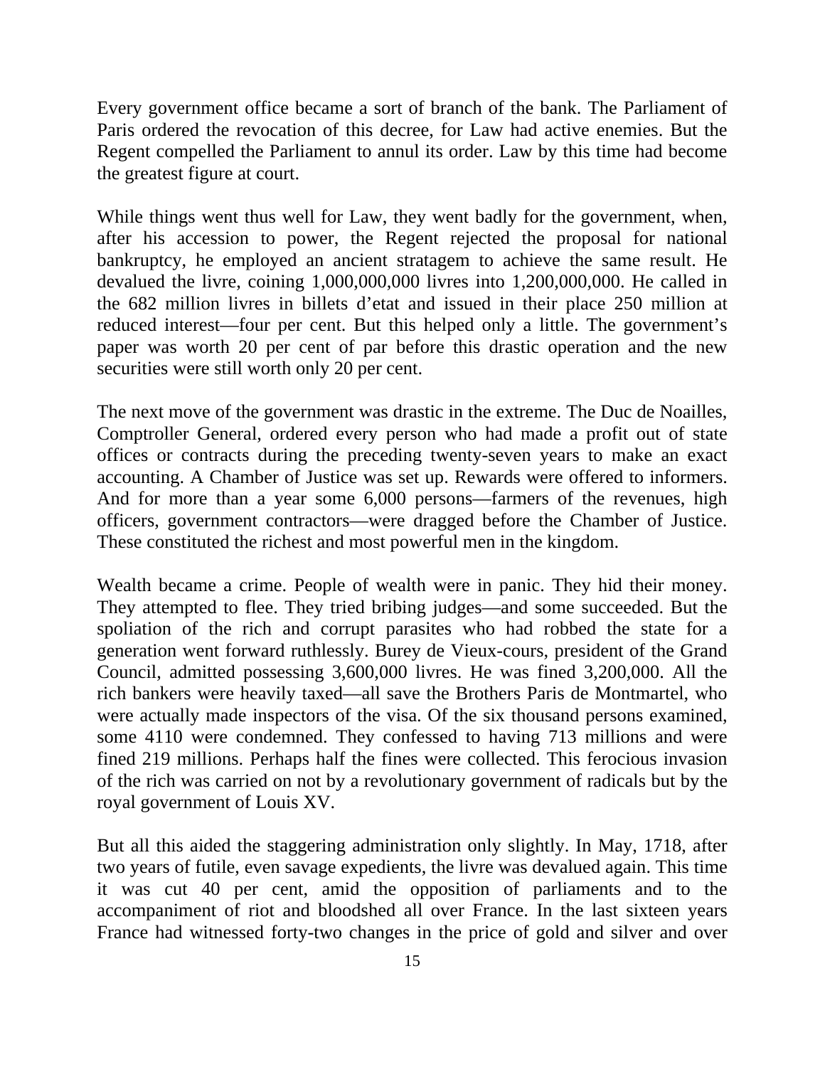Every government office became a sort of branch of the bank. The Parliament of Paris ordered the revocation of this decree, for Law had active enemies. But the Regent compelled the Parliament to annul its order. Law by this time had become the greatest figure at court.

While things went thus well for Law, they went badly for the government, when, after his accession to power, the Regent rejected the proposal for national bankruptcy, he employed an ancient stratagem to achieve the same result. He devalued the livre, coining 1,000,000,000 livres into 1,200,000,000. He called in the 682 million livres in billets d'etat and issued in their place 250 million at reduced interest—four per cent. But this helped only a little. The government's paper was worth 20 per cent of par before this drastic operation and the new securities were still worth only 20 per cent.

The next move of the government was drastic in the extreme. The Duc de Noailles, Comptroller General, ordered every person who had made a profit out of state offices or contracts during the preceding twenty-seven years to make an exact accounting. A Chamber of Justice was set up. Rewards were offered to informers. And for more than a year some 6,000 persons—farmers of the revenues, high officers, government contractors—were dragged before the Chamber of Justice. These constituted the richest and most powerful men in the kingdom.

Wealth became a crime. People of wealth were in panic. They hid their money. They attempted to flee. They tried bribing judges—and some succeeded. But the spoliation of the rich and corrupt parasites who had robbed the state for a generation went forward ruthlessly. Burey de Vieux-cours, president of the Grand Council, admitted possessing 3,600,000 livres. He was fined 3,200,000. All the rich bankers were heavily taxed—all save the Brothers Paris de Montmartel, who were actually made inspectors of the visa. Of the six thousand persons examined, some 4110 were condemned. They confessed to having 713 millions and were fined 219 millions. Perhaps half the fines were collected. This ferocious invasion of the rich was carried on not by a revolutionary government of radicals but by the royal government of Louis XV.

But all this aided the staggering administration only slightly. In May, 1718, after two years of futile, even savage expedients, the livre was devalued again. This time it was cut 40 per cent, amid the opposition of parliaments and to the accompaniment of riot and bloodshed all over France. In the last sixteen years France had witnessed forty-two changes in the price of gold and silver and over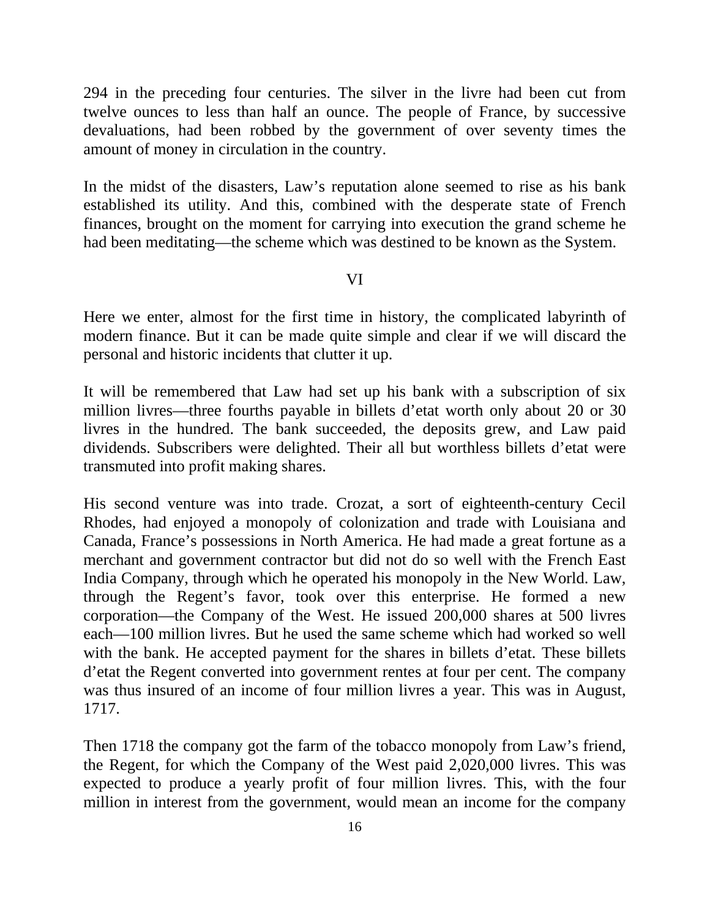294 in the preceding four centuries. The silver in the livre had been cut from twelve ounces to less than half an ounce. The people of France, by successive devaluations, had been robbed by the government of over seventy times the amount of money in circulation in the country.

In the midst of the disasters, Law's reputation alone seemed to rise as his bank established its utility. And this, combined with the desperate state of French finances, brought on the moment for carrying into execution the grand scheme he had been meditating—the scheme which was destined to be known as the System.

## VI

Here we enter, almost for the first time in history, the complicated labyrinth of modern finance. But it can be made quite simple and clear if we will discard the personal and historic incidents that clutter it up.

It will be remembered that Law had set up his bank with a subscription of six million livres—three fourths payable in billets d'etat worth only about 20 or 30 livres in the hundred. The bank succeeded, the deposits grew, and Law paid dividends. Subscribers were delighted. Their all but worthless billets d'etat were transmuted into profit making shares.

His second venture was into trade. Crozat, a sort of eighteenth-century Cecil Rhodes, had enjoyed a monopoly of colonization and trade with Louisiana and Canada, France's possessions in North America. He had made a great fortune as a merchant and government contractor but did not do so well with the French East India Company, through which he operated his monopoly in the New World. Law, through the Regent's favor, took over this enterprise. He formed a new corporation—the Company of the West. He issued 200,000 shares at 500 livres each—100 million livres. But he used the same scheme which had worked so well with the bank. He accepted payment for the shares in billets d'etat. These billets d'etat the Regent converted into government rentes at four per cent. The company was thus insured of an income of four million livres a year. This was in August, 1717.

Then 1718 the company got the farm of the tobacco monopoly from Law's friend, the Regent, for which the Company of the West paid 2,020,000 livres. This was expected to produce a yearly profit of four million livres. This, with the four million in interest from the government, would mean an income for the company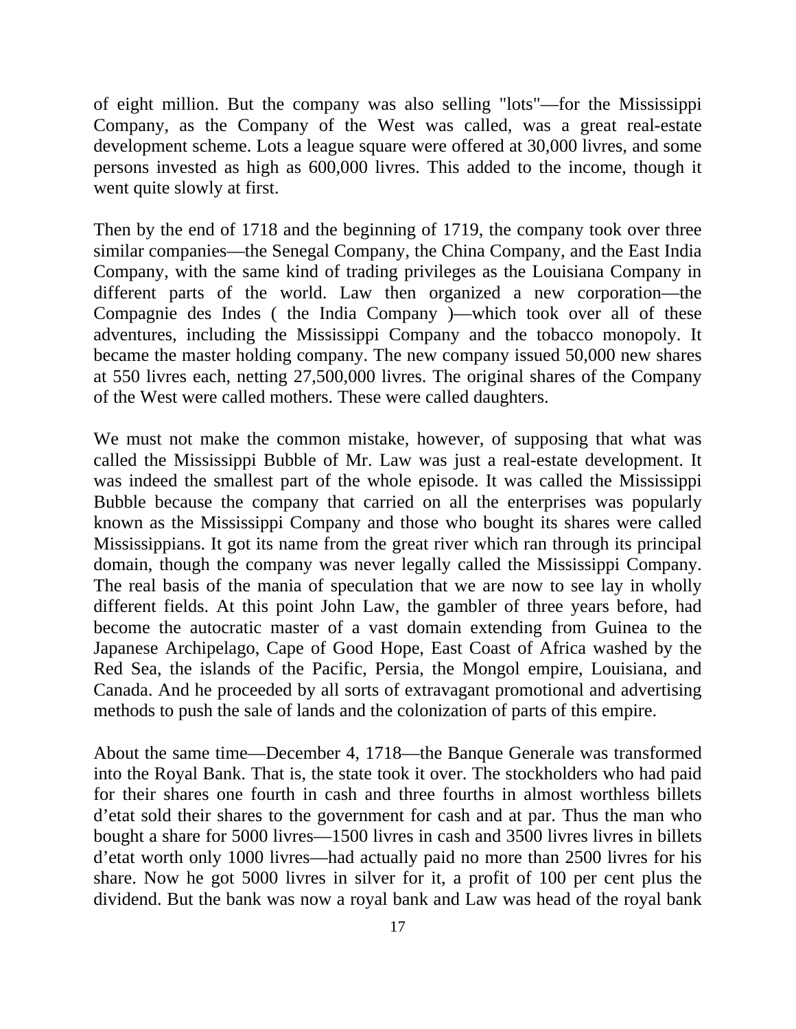of eight million. But the company was also selling "lots"—for the Mississippi Company, as the Company of the West was called, was a great real-estate development scheme. Lots a league square were offered at 30,000 livres, and some persons invested as high as 600,000 livres. This added to the income, though it went quite slowly at first.

Then by the end of 1718 and the beginning of 1719, the company took over three similar companies—the Senegal Company, the China Company, and the East India Company, with the same kind of trading privileges as the Louisiana Company in different parts of the world. Law then organized a new corporation—the Compagnie des Indes ( the India Company )—which took over all of these adventures, including the Mississippi Company and the tobacco monopoly. It became the master holding company. The new company issued 50,000 new shares at 550 livres each, netting 27,500,000 livres. The original shares of the Company of the West were called mothers. These were called daughters.

We must not make the common mistake, however, of supposing that what was called the Mississippi Bubble of Mr. Law was just a real-estate development. It was indeed the smallest part of the whole episode. It was called the Mississippi Bubble because the company that carried on all the enterprises was popularly known as the Mississippi Company and those who bought its shares were called Mississippians. It got its name from the great river which ran through its principal domain, though the company was never legally called the Mississippi Company. The real basis of the mania of speculation that we are now to see lay in wholly different fields. At this point John Law, the gambler of three years before, had become the autocratic master of a vast domain extending from Guinea to the Japanese Archipelago, Cape of Good Hope, East Coast of Africa washed by the Red Sea, the islands of the Pacific, Persia, the Mongol empire, Louisiana, and Canada. And he proceeded by all sorts of extravagant promotional and advertising methods to push the sale of lands and the colonization of parts of this empire.

About the same time—December 4, 1718—the Banque Generale was transformed into the Royal Bank. That is, the state took it over. The stockholders who had paid for their shares one fourth in cash and three fourths in almost worthless billets d'etat sold their shares to the government for cash and at par. Thus the man who bought a share for 5000 livres—1500 livres in cash and 3500 livres livres in billets d'etat worth only 1000 livres—had actually paid no more than 2500 livres for his share. Now he got 5000 livres in silver for it, a profit of 100 per cent plus the dividend. But the bank was now a royal bank and Law was head of the royal bank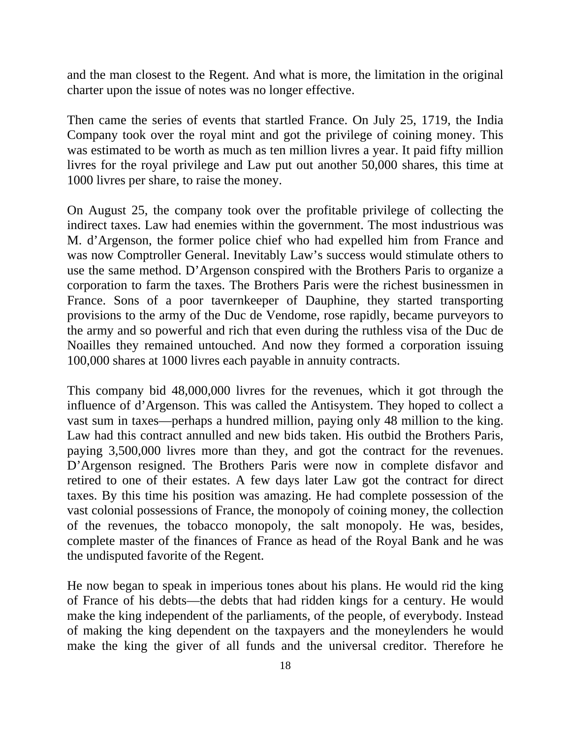and the man closest to the Regent. And what is more, the limitation in the original charter upon the issue of notes was no longer effective.

Then came the series of events that startled France. On July 25, 1719, the India Company took over the royal mint and got the privilege of coining money. This was estimated to be worth as much as ten million livres a year. It paid fifty million livres for the royal privilege and Law put out another 50,000 shares, this time at 1000 livres per share, to raise the money.

On August 25, the company took over the profitable privilege of collecting the indirect taxes. Law had enemies within the government. The most industrious was M. d'Argenson, the former police chief who had expelled him from France and was now Comptroller General. Inevitably Law's success would stimulate others to use the same method. D'Argenson conspired with the Brothers Paris to organize a corporation to farm the taxes. The Brothers Paris were the richest businessmen in France. Sons of a poor tavernkeeper of Dauphine, they started transporting provisions to the army of the Duc de Vendome, rose rapidly, became purveyors to the army and so powerful and rich that even during the ruthless visa of the Duc de Noailles they remained untouched. And now they formed a corporation issuing 100,000 shares at 1000 livres each payable in annuity contracts.

This company bid 48,000,000 livres for the revenues, which it got through the influence of d'Argenson. This was called the Antisystem. They hoped to collect a vast sum in taxes—perhaps a hundred million, paying only 48 million to the king. Law had this contract annulled and new bids taken. His outbid the Brothers Paris, paying 3,500,000 livres more than they, and got the contract for the revenues. D'Argenson resigned. The Brothers Paris were now in complete disfavor and retired to one of their estates. A few days later Law got the contract for direct taxes. By this time his position was amazing. He had complete possession of the vast colonial possessions of France, the monopoly of coining money, the collection of the revenues, the tobacco monopoly, the salt monopoly. He was, besides, complete master of the finances of France as head of the Royal Bank and he was the undisputed favorite of the Regent.

He now began to speak in imperious tones about his plans. He would rid the king of France of his debts—the debts that had ridden kings for a century. He would make the king independent of the parliaments, of the people, of everybody. Instead of making the king dependent on the taxpayers and the moneylenders he would make the king the giver of all funds and the universal creditor. Therefore he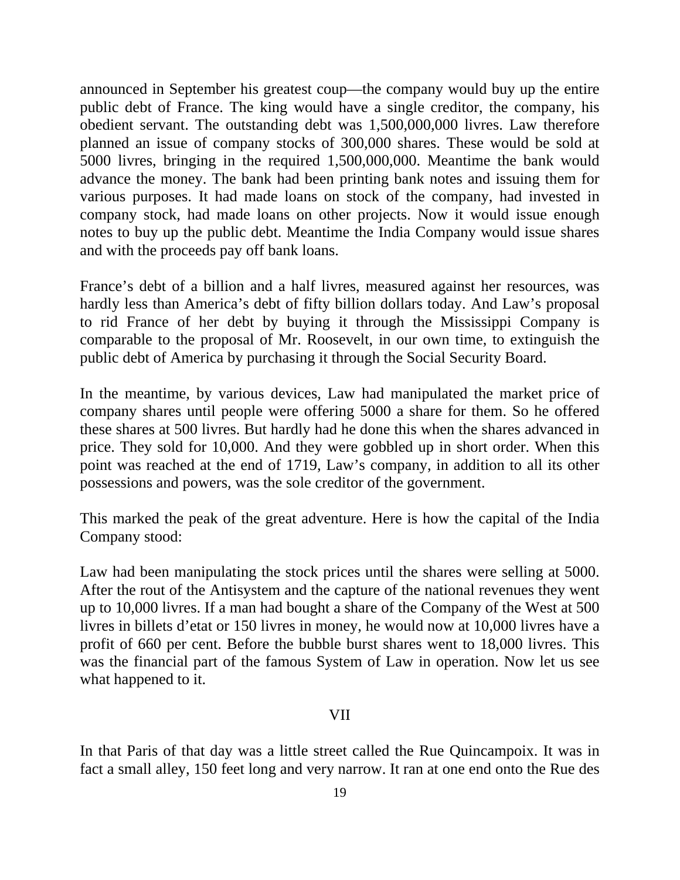announced in September his greatest coup—the company would buy up the entire public debt of France. The king would have a single creditor, the company, his obedient servant. The outstanding debt was 1,500,000,000 livres. Law therefore planned an issue of company stocks of 300,000 shares. These would be sold at 5000 livres, bringing in the required 1,500,000,000. Meantime the bank would advance the money. The bank had been printing bank notes and issuing them for various purposes. It had made loans on stock of the company, had invested in company stock, had made loans on other projects. Now it would issue enough notes to buy up the public debt. Meantime the India Company would issue shares and with the proceeds pay off bank loans.

France's debt of a billion and a half livres, measured against her resources, was hardly less than America's debt of fifty billion dollars today. And Law's proposal to rid France of her debt by buying it through the Mississippi Company is comparable to the proposal of Mr. Roosevelt, in our own time, to extinguish the public debt of America by purchasing it through the Social Security Board.

In the meantime, by various devices, Law had manipulated the market price of company shares until people were offering 5000 a share for them. So he offered these shares at 500 livres. But hardly had he done this when the shares advanced in price. They sold for 10,000. And they were gobbled up in short order. When this point was reached at the end of 1719, Law's company, in addition to all its other possessions and powers, was the sole creditor of the government.

This marked the peak of the great adventure. Here is how the capital of the India Company stood:

Law had been manipulating the stock prices until the shares were selling at 5000. After the rout of the Antisystem and the capture of the national revenues they went up to 10,000 livres. If a man had bought a share of the Company of the West at 500 livres in billets d'etat or 150 livres in money, he would now at 10,000 livres have a profit of 660 per cent. Before the bubble burst shares went to 18,000 livres. This was the financial part of the famous System of Law in operation. Now let us see what happened to it.

## VII

In that Paris of that day was a little street called the Rue Quincampoix. It was in fact a small alley, 150 feet long and very narrow. It ran at one end onto the Rue des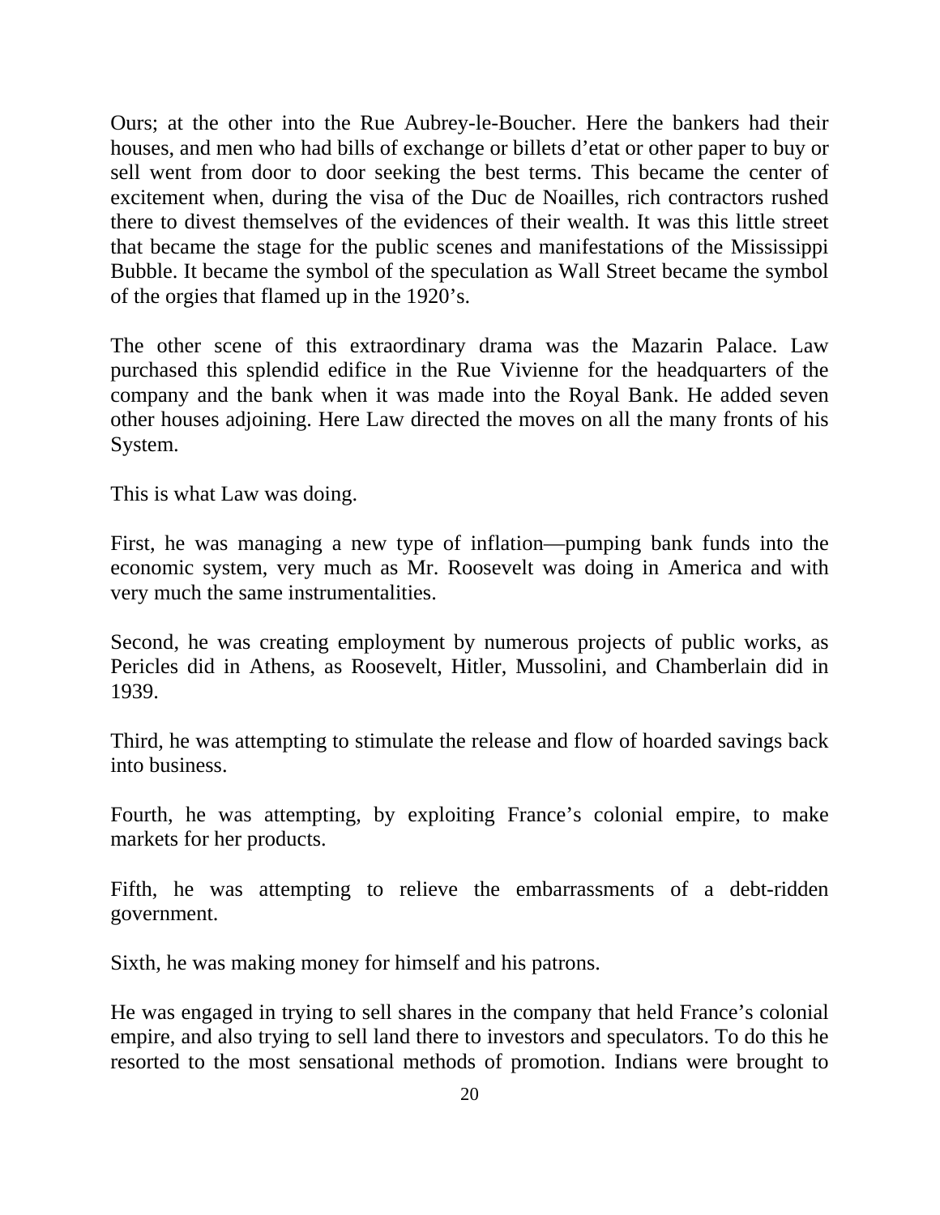Ours; at the other into the Rue Aubrey-le-Boucher. Here the bankers had their houses, and men who had bills of exchange or billets d'etat or other paper to buy or sell went from door to door seeking the best terms. This became the center of excitement when, during the visa of the Duc de Noailles, rich contractors rushed there to divest themselves of the evidences of their wealth. It was this little street that became the stage for the public scenes and manifestations of the Mississippi Bubble. It became the symbol of the speculation as Wall Street became the symbol of the orgies that flamed up in the 1920's.

The other scene of this extraordinary drama was the Mazarin Palace. Law purchased this splendid edifice in the Rue Vivienne for the headquarters of the company and the bank when it was made into the Royal Bank. He added seven other houses adjoining. Here Law directed the moves on all the many fronts of his System.

This is what Law was doing.

First, he was managing a new type of inflation—pumping bank funds into the economic system, very much as Mr. Roosevelt was doing in America and with very much the same instrumentalities.

Second, he was creating employment by numerous projects of public works, as Pericles did in Athens, as Roosevelt, Hitler, Mussolini, and Chamberlain did in 1939.

Third, he was attempting to stimulate the release and flow of hoarded savings back into business.

Fourth, he was attempting, by exploiting France's colonial empire, to make markets for her products.

Fifth, he was attempting to relieve the embarrassments of a debt-ridden government.

Sixth, he was making money for himself and his patrons.

He was engaged in trying to sell shares in the company that held France's colonial empire, and also trying to sell land there to investors and speculators. To do this he resorted to the most sensational methods of promotion. Indians were brought to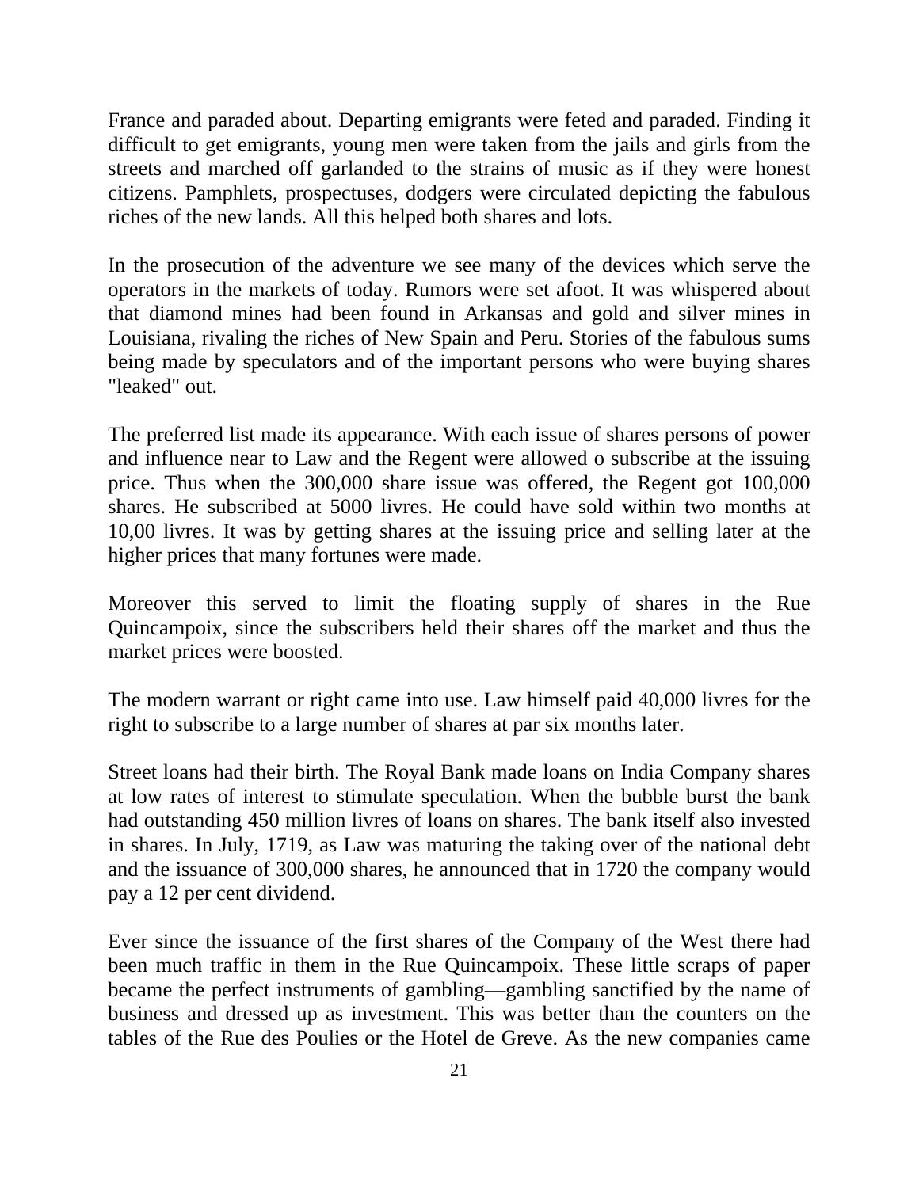France and paraded about. Departing emigrants were feted and paraded. Finding it difficult to get emigrants, young men were taken from the jails and girls from the streets and marched off garlanded to the strains of music as if they were honest citizens. Pamphlets, prospectuses, dodgers were circulated depicting the fabulous riches of the new lands. All this helped both shares and lots.

In the prosecution of the adventure we see many of the devices which serve the operators in the markets of today. Rumors were set afoot. It was whispered about that diamond mines had been found in Arkansas and gold and silver mines in Louisiana, rivaling the riches of New Spain and Peru. Stories of the fabulous sums being made by speculators and of the important persons who were buying shares "leaked" out.

The preferred list made its appearance. With each issue of shares persons of power and influence near to Law and the Regent were allowed o subscribe at the issuing price. Thus when the 300,000 share issue was offered, the Regent got 100,000 shares. He subscribed at 5000 livres. He could have sold within two months at 10,00 livres. It was by getting shares at the issuing price and selling later at the higher prices that many fortunes were made.

Moreover this served to limit the floating supply of shares in the Rue Quincampoix, since the subscribers held their shares off the market and thus the market prices were boosted.

The modern warrant or right came into use. Law himself paid 40,000 livres for the right to subscribe to a large number of shares at par six months later.

Street loans had their birth. The Royal Bank made loans on India Company shares at low rates of interest to stimulate speculation. When the bubble burst the bank had outstanding 450 million livres of loans on shares. The bank itself also invested in shares. In July, 1719, as Law was maturing the taking over of the national debt and the issuance of 300,000 shares, he announced that in 1720 the company would pay a 12 per cent dividend.

Ever since the issuance of the first shares of the Company of the West there had been much traffic in them in the Rue Quincampoix. These little scraps of paper became the perfect instruments of gambling—gambling sanctified by the name of business and dressed up as investment. This was better than the counters on the tables of the Rue des Poulies or the Hotel de Greve. As the new companies came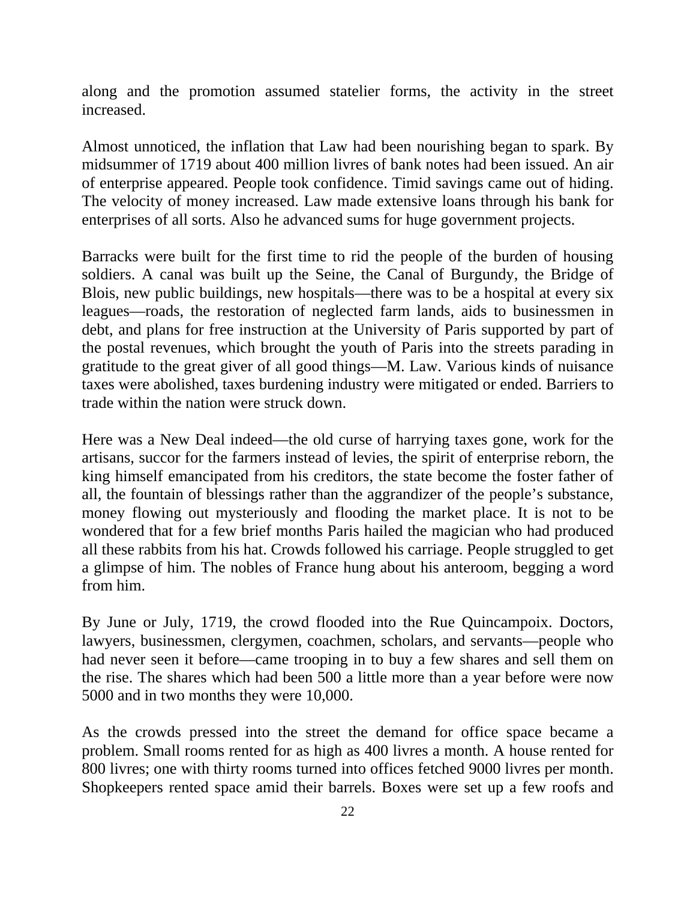along and the promotion assumed statelier forms, the activity in the street increased.

Almost unnoticed, the inflation that Law had been nourishing began to spark. By midsummer of 1719 about 400 million livres of bank notes had been issued. An air of enterprise appeared. People took confidence. Timid savings came out of hiding. The velocity of money increased. Law made extensive loans through his bank for enterprises of all sorts. Also he advanced sums for huge government projects.

Barracks were built for the first time to rid the people of the burden of housing soldiers. A canal was built up the Seine, the Canal of Burgundy, the Bridge of Blois, new public buildings, new hospitals—there was to be a hospital at every six leagues—roads, the restoration of neglected farm lands, aids to businessmen in debt, and plans for free instruction at the University of Paris supported by part of the postal revenues, which brought the youth of Paris into the streets parading in gratitude to the great giver of all good things—M. Law. Various kinds of nuisance taxes were abolished, taxes burdening industry were mitigated or ended. Barriers to trade within the nation were struck down.

Here was a New Deal indeed—the old curse of harrying taxes gone, work for the artisans, succor for the farmers instead of levies, the spirit of enterprise reborn, the king himself emancipated from his creditors, the state become the foster father of all, the fountain of blessings rather than the aggrandizer of the people's substance, money flowing out mysteriously and flooding the market place. It is not to be wondered that for a few brief months Paris hailed the magician who had produced all these rabbits from his hat. Crowds followed his carriage. People struggled to get a glimpse of him. The nobles of France hung about his anteroom, begging a word from him.

By June or July, 1719, the crowd flooded into the Rue Quincampoix. Doctors, lawyers, businessmen, clergymen, coachmen, scholars, and servants—people who had never seen it before—came trooping in to buy a few shares and sell them on the rise. The shares which had been 500 a little more than a year before were now 5000 and in two months they were 10,000.

As the crowds pressed into the street the demand for office space became a problem. Small rooms rented for as high as 400 livres a month. A house rented for 800 livres; one with thirty rooms turned into offices fetched 9000 livres per month. Shopkeepers rented space amid their barrels. Boxes were set up a few roofs and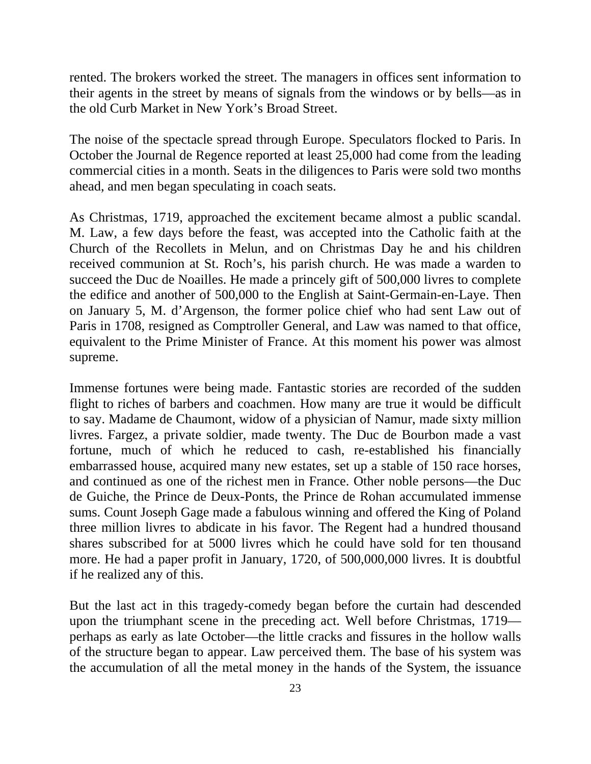rented. The brokers worked the street. The managers in offices sent information to their agents in the street by means of signals from the windows or by bells—as in the old Curb Market in New York's Broad Street.

The noise of the spectacle spread through Europe. Speculators flocked to Paris. In October the Journal de Regence reported at least 25,000 had come from the leading commercial cities in a month. Seats in the diligences to Paris were sold two months ahead, and men began speculating in coach seats.

As Christmas, 1719, approached the excitement became almost a public scandal. M. Law, a few days before the feast, was accepted into the Catholic faith at the Church of the Recollets in Melun, and on Christmas Day he and his children received communion at St. Roch's, his parish church. He was made a warden to succeed the Duc de Noailles. He made a princely gift of 500,000 livres to complete the edifice and another of 500,000 to the English at Saint-Germain-en-Laye. Then on January 5, M. d'Argenson, the former police chief who had sent Law out of Paris in 1708, resigned as Comptroller General, and Law was named to that office, equivalent to the Prime Minister of France. At this moment his power was almost supreme.

Immense fortunes were being made. Fantastic stories are recorded of the sudden flight to riches of barbers and coachmen. How many are true it would be difficult to say. Madame de Chaumont, widow of a physician of Namur, made sixty million livres. Fargez, a private soldier, made twenty. The Duc de Bourbon made a vast fortune, much of which he reduced to cash, re-established his financially embarrassed house, acquired many new estates, set up a stable of 150 race horses, and continued as one of the richest men in France. Other noble persons—the Duc de Guiche, the Prince de Deux-Ponts, the Prince de Rohan accumulated immense sums. Count Joseph Gage made a fabulous winning and offered the King of Poland three million livres to abdicate in his favor. The Regent had a hundred thousand shares subscribed for at 5000 livres which he could have sold for ten thousand more. He had a paper profit in January, 1720, of 500,000,000 livres. It is doubtful if he realized any of this.

But the last act in this tragedy-comedy began before the curtain had descended upon the triumphant scene in the preceding act. Well before Christmas, 1719—perhaps as early as late October—the little cracks and fissures in the hollow walls of the structure began to appear. Law perceived them. The base of his system was the accumulation of all the metal money in the hands of the System, the issuance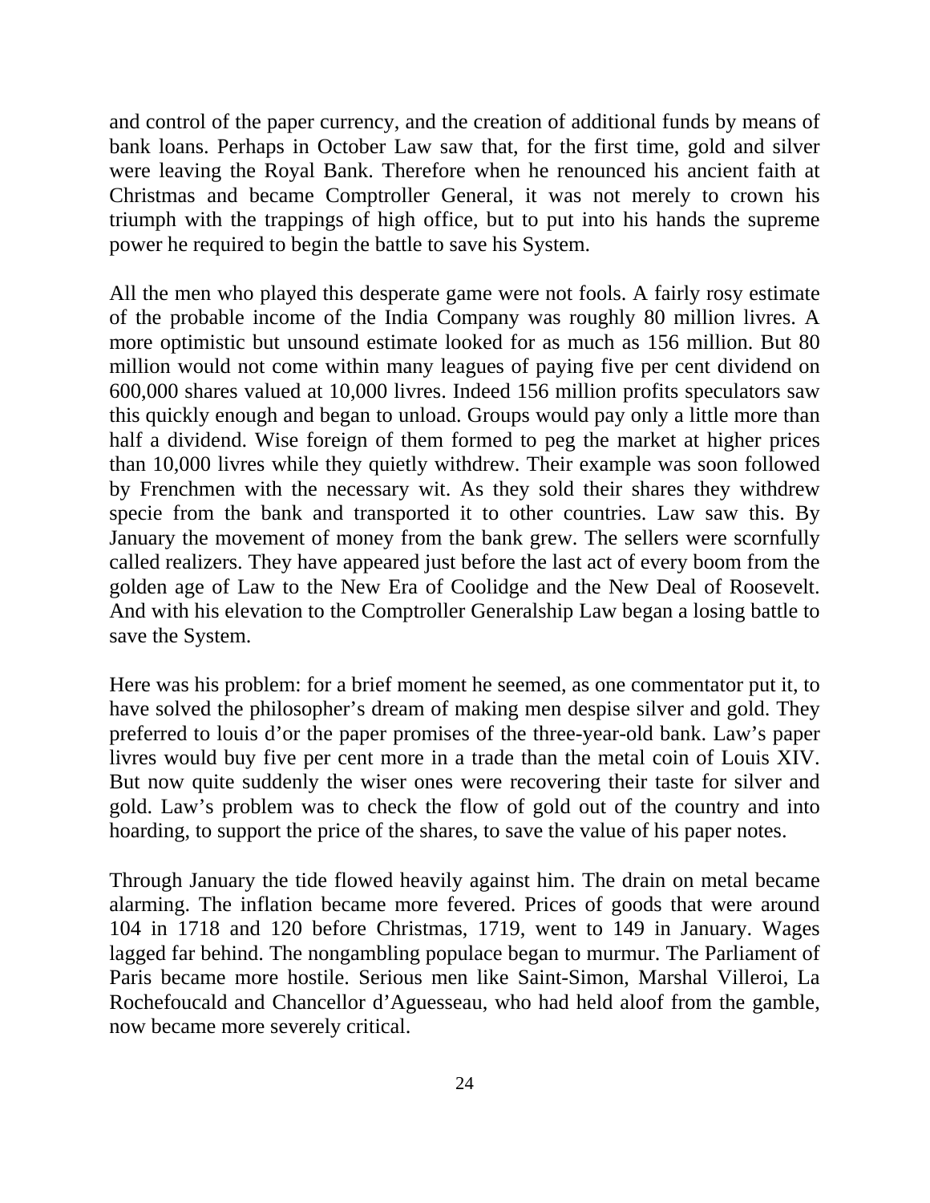and control of the paper currency, and the creation of additional funds by means of bank loans. Perhaps in October Law saw that, for the first time, gold and silver were leaving the Royal Bank. Therefore when he renounced his ancient faith at Christmas and became Comptroller General, it was not merely to crown his triumph with the trappings of high office, but to put into his hands the supreme power he required to begin the battle to save his System.

All the men who played this desperate game were not fools. A fairly rosy estimate of the probable income of the India Company was roughly 80 million livres. A more optimistic but unsound estimate looked for as much as 156 million. But 80 million would not come within many leagues of paying five per cent dividend on 600,000 shares valued at 10,000 livres. Indeed 156 million profits speculators saw this quickly enough and began to unload. Groups would pay only a little more than half a dividend. Wise foreign of them formed to peg the market at higher prices than 10,000 livres while they quietly withdrew. Their example was soon followed by Frenchmen with the necessary wit. As they sold their shares they withdrew specie from the bank and transported it to other countries. Law saw this. By January the movement of money from the bank grew. The sellers were scornfully called realizers. They have appeared just before the last act of every boom from the golden age of Law to the New Era of Coolidge and the New Deal of Roosevelt. And with his elevation to the Comptroller Generalship Law began a losing battle to save the System.

Here was his problem: for a brief moment he seemed, as one commentator put it, to have solved the philosopher's dream of making men despise silver and gold. They preferred to louis d'or the paper promises of the three-year-old bank. Law's paper livres would buy five per cent more in a trade than the metal coin of Louis XIV. But now quite suddenly the wiser ones were recovering their taste for silver and gold. Law's problem was to check the flow of gold out of the country and into hoarding, to support the price of the shares, to save the value of his paper notes.

Through January the tide flowed heavily against him. The drain on metal became alarming. The inflation became more fevered. Prices of goods that were around 104 in 1718 and 120 before Christmas, 1719, went to 149 in January. Wages lagged far behind. The nongambling populace began to murmur. The Parliament of Paris became more hostile. Serious men like Saint-Simon, Marshal Villeroi, La Rochefoucald and Chancellor d'Aguesseau, who had held aloof from the gamble, now became more severely critical.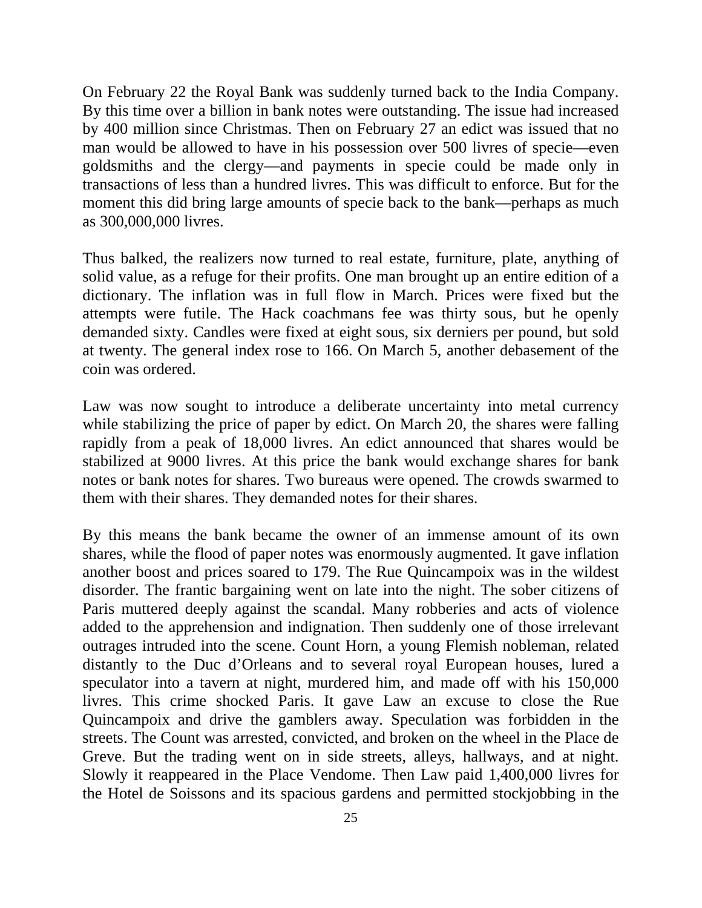On February 22 the Royal Bank was suddenly turned back to the India Company. By this time over a billion in bank notes were outstanding. The issue had increased by 400 million since Christmas. Then on February 27 an edict was issued that no man would be allowed to have in his possession over 500 livres of specie—even goldsmiths and the clergy—and payments in specie could be made only in transactions of less than a hundred livres. This was difficult to enforce. But for the moment this did bring large amounts of specie back to the bank—perhaps as much as 300,000,000 livres.

Thus balked, the realizers now turned to real estate, furniture, plate, anything of solid value, as a refuge for their profits. One man brought up an entire edition of a dictionary. The inflation was in full flow in March. Prices were fixed but the attempts were futile. The Hack coachmans fee was thirty sous, but he openly demanded sixty. Candles were fixed at eight sous, six derniers per pound, but sold at twenty. The general index rose to 166. On March 5, another debasement of the coin was ordered.

Law was now sought to introduce a deliberate uncertainty into metal currency while stabilizing the price of paper by edict. On March 20, the shares were falling rapidly from a peak of 18,000 livres. An edict announced that shares would be stabilized at 9000 livres. At this price the bank would exchange shares for bank notes or bank notes for shares. Two bureaus were opened. The crowds swarmed to them with their shares. They demanded notes for their shares.

By this means the bank became the owner of an immense amount of its own shares, while the flood of paper notes was enormously augmented. It gave inflation another boost and prices soared to 179. The Rue Quincampoix was in the wildest disorder. The frantic bargaining went on late into the night. The sober citizens of Paris muttered deeply against the scandal. Many robberies and acts of violence added to the apprehension and indignation. Then suddenly one of those irrelevant outrages intruded into the scene. Count Horn, a young Flemish nobleman, related distantly to the Duc d'Orleans and to several royal European houses, lured a speculator into a tavern at night, murdered him, and made off with his 150,000 livres. This crime shocked Paris. It gave Law an excuse to close the Rue Quincampoix and drive the gamblers away. Speculation was forbidden in the streets. The Count was arrested, convicted, and broken on the wheel in the Place de Greve. But the trading went on in side streets, alleys, hallways, and at night. Slowly it reappeared in the Place Vendome. Then Law paid 1,400,000 livres for the Hotel de Soissons and its spacious gardens and permitted stockjobbing in the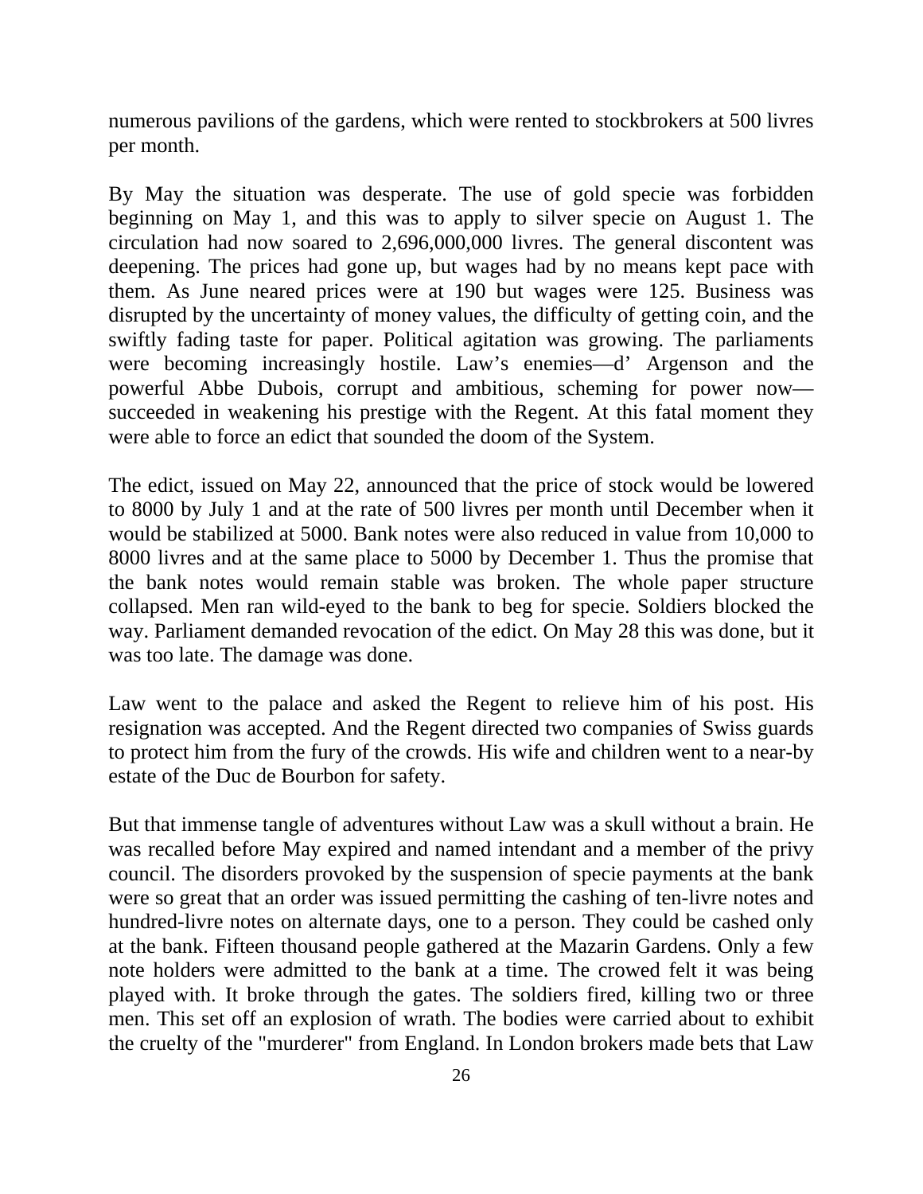numerous pavilions of the gardens, which were rented to stockbrokers at 500 livres per month.

By May the situation was desperate. The use of gold specie was forbidden beginning on May 1, and this was to apply to silver specie on August 1. The circulation had now soared to 2,696,000,000 livres. The general discontent was deepening. The prices had gone up, but wages had by no means kept pace with them. As June neared prices were at 190 but wages were 125. Business was disrupted by the uncertainty of money values, the difficulty of getting coin, and the swiftly fading taste for paper. Political agitation was growing. The parliaments were becoming increasingly hostile. Law's enemies—d' Argenson and the powerful Abbe Dubois, corrupt and ambitious, scheming for power now—succeeded in weakening his prestige with the Regent. At this fatal moment they were able to force an edict that sounded the doom of the System.

The edict, issued on May 22, announced that the price of stock would be lowered to 8000 by July 1 and at the rate of 500 livres per month until December when it would be stabilized at 5000. Bank notes were also reduced in value from 10,000 to 8000 livres and at the same place to 5000 by December 1. Thus the promise that the bank notes would remain stable was broken. The whole paper structure collapsed. Men ran wild-eyed to the bank to beg for specie. Soldiers blocked the way. Parliament demanded revocation of the edict. On May 28 this was done, but it was too late. The damage was done.

Law went to the palace and asked the Regent to relieve him of his post. His resignation was accepted. And the Regent directed two companies of Swiss guards to protect him from the fury of the crowds. His wife and children went to a near-by estate of the Duc de Bourbon for safety.

But that immense tangle of adventures without Law was a skull without a brain. He was recalled before May expired and named intendant and a member of the privy council. The disorders provoked by the suspension of specie payments at the bank were so great that an order was issued permitting the cashing of ten-livre notes and hundred-livre notes on alternate days, one to a person. They could be cashed only at the bank. Fifteen thousand people gathered at the Mazarin Gardens. Only a few note holders were admitted to the bank at a time. The crowed felt it was being played with. It broke through the gates. The soldiers fired, killing two or three men. This set off an explosion of wrath. The bodies were carried about to exhibit the cruelty of the "murderer" from England. In London brokers made bets that Law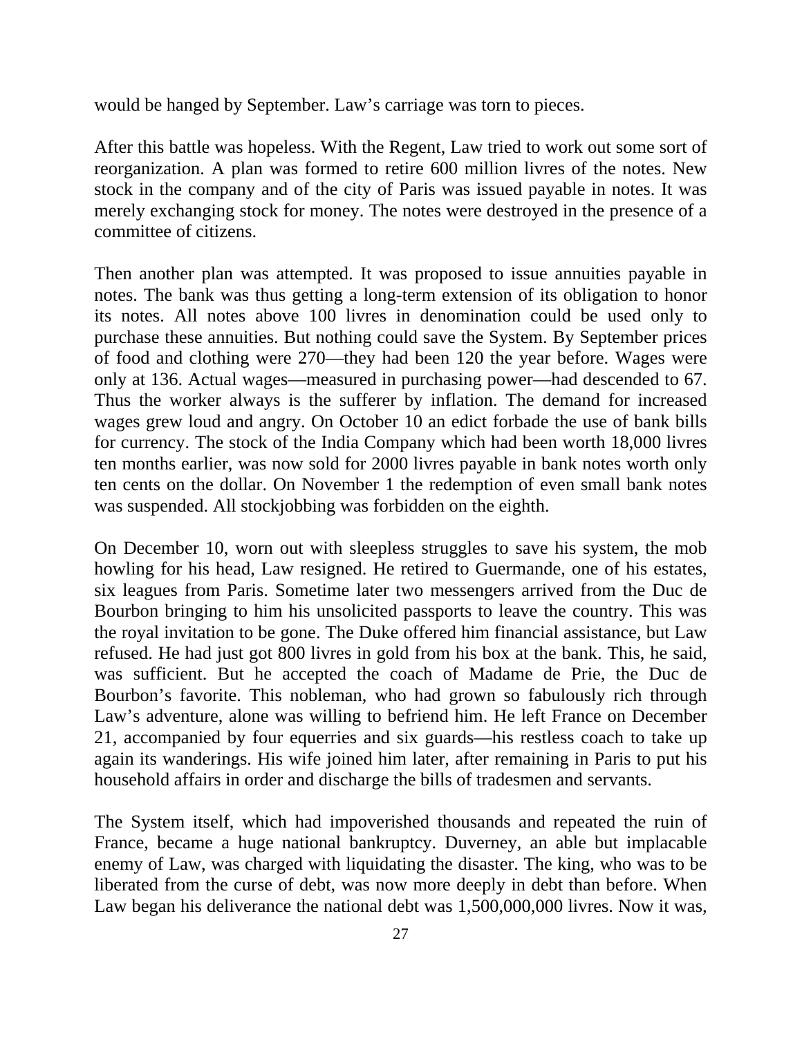would be hanged by September. Law's carriage was torn to pieces.

After this battle was hopeless. With the Regent, Law tried to work out some sort of reorganization. A plan was formed to retire 600 million livres of the notes. New stock in the company and of the city of Paris was issued payable in notes. It was merely exchanging stock for money. The notes were destroyed in the presence of a committee of citizens.

Then another plan was attempted. It was proposed to issue annuities payable in notes. The bank was thus getting a long-term extension of its obligation to honor its notes. All notes above 100 livres in denomination could be used only to purchase these annuities. But nothing could save the System. By September prices of food and clothing were 270—they had been 120 the year before. Wages were only at 136. Actual wages—measured in purchasing power—had descended to 67. Thus the worker always is the sufferer by inflation. The demand for increased wages grew loud and angry. On October 10 an edict forbade the use of bank bills for currency. The stock of the India Company which had been worth 18,000 livres ten months earlier, was now sold for 2000 livres payable in bank notes worth only ten cents on the dollar. On November 1 the redemption of even small bank notes was suspended. All stockjobbing was forbidden on the eighth.

On December 10, worn out with sleepless struggles to save his system, the mob howling for his head, Law resigned. He retired to Guermande, one of his estates, six leagues from Paris. Sometime later two messengers arrived from the Duc de Bourbon bringing to him his unsolicited passports to leave the country. This was the royal invitation to be gone. The Duke offered him financial assistance, but Law refused. He had just got 800 livres in gold from his box at the bank. This, he said, was sufficient. But he accepted the coach of Madame de Prie, the Duc de Bourbon's favorite. This nobleman, who had grown so fabulously rich through Law's adventure, alone was willing to befriend him. He left France on December 21, accompanied by four equerries and six guards—his restless coach to take up again its wanderings. His wife joined him later, after remaining in Paris to put his household affairs in order and discharge the bills of tradesmen and servants.

The System itself, which had impoverished thousands and repeated the ruin of France, became a huge national bankruptcy. Duverney, an able but implacable enemy of Law, was charged with liquidating the disaster. The king, who was to be liberated from the curse of debt, was now more deeply in debt than before. When Law began his deliverance the national debt was 1,500,000,000 livres. Now it was,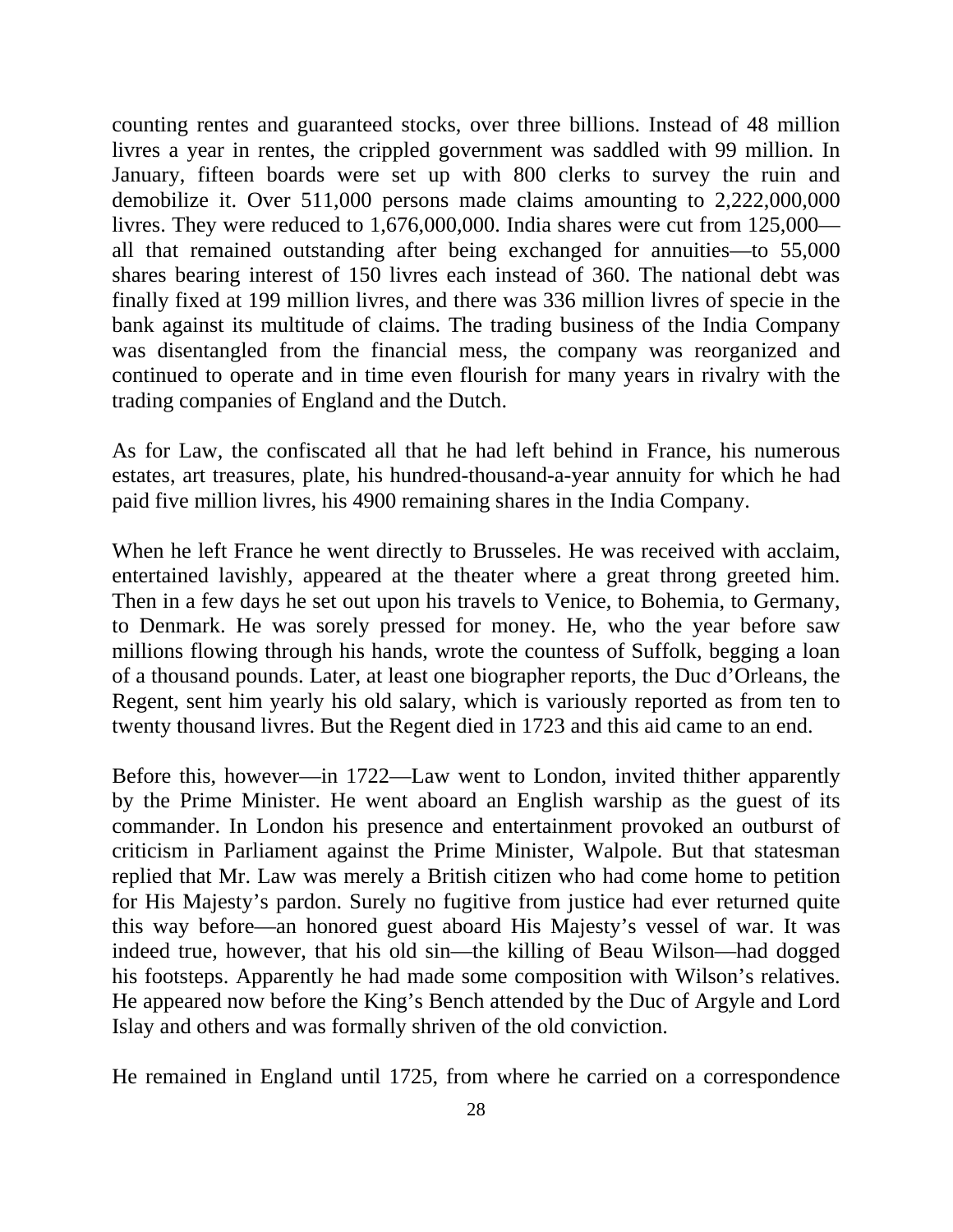counting rentes and guaranteed stocks, over three billions. Instead of 48 million livres a year in rentes, the crippled government was saddled with 99 million. In January, fifteen boards were set up with 800 clerks to survey the ruin and demobilize it. Over 511,000 persons made claims amounting to 2,222,000,000 livres. They were reduced to 1,676,000,000. India shares were cut from 125,000—all that remained outstanding after being exchanged for annuities—to 55,000 shares bearing interest of 150 livres each instead of 360. The national debt was finally fixed at 199 million livres, and there was 336 million livres of specie in the bank against its multitude of claims. The trading business of the India Company was disentangled from the financial mess, the company was reorganized and continued to operate and in time even flourish for many years in rivalry with the trading companies of England and the Dutch.

As for Law, the confiscated all that he had left behind in France, his numerous estates, art treasures, plate, his hundred-thousand-a-year annuity for which he had paid five million livres, his 4900 remaining shares in the India Company.

When he left France he went directly to Brusseles. He was received with acclaim, entertained lavishly, appeared at the theater where a great throng greeted him. Then in a few days he set out upon his travels to Venice, to Bohemia, to Germany, to Denmark. He was sorely pressed for money. He, who the year before saw millions flowing through his hands, wrote the countess of Suffolk, begging a loan of a thousand pounds. Later, at least one biographer reports, the Duc d'Orleans, the Regent, sent him yearly his old salary, which is variously reported as from ten to twenty thousand livres. But the Regent died in 1723 and this aid came to an end.

Before this, however—in 1722—Law went to London, invited thither apparently by the Prime Minister. He went aboard an English warship as the guest of its commander. In London his presence and entertainment provoked an outburst of criticism in Parliament against the Prime Minister, Walpole. But that statesman replied that Mr. Law was merely a British citizen who had come home to petition for His Majesty's pardon. Surely no fugitive from justice had ever returned quite this way before—an honored guest aboard His Majesty's vessel of war. It was indeed true, however, that his old sin—the killing of Beau Wilson—had dogged his footsteps. Apparently he had made some composition with Wilson's relatives. He appeared now before the King's Bench attended by the Duc of Argyle and Lord Islay and others and was formally shriven of the old conviction.

He remained in England until 1725, from where he carried on a correspondence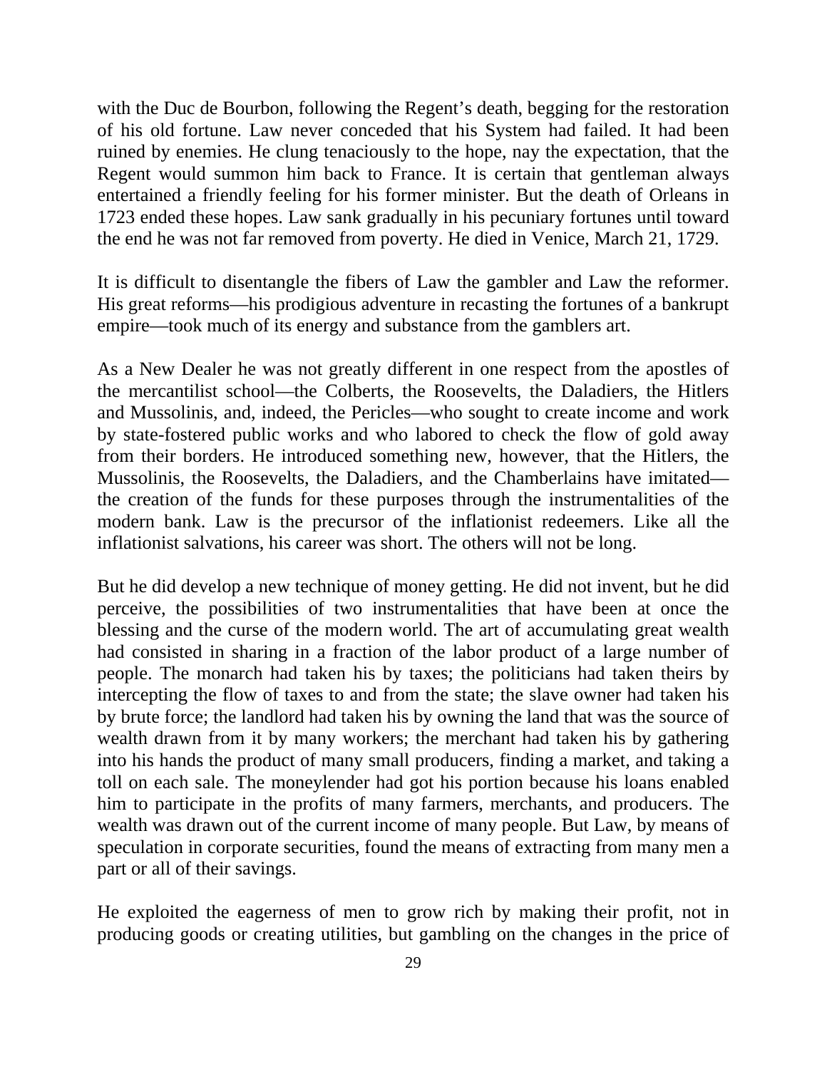with the Duc de Bourbon, following the Regent's death, begging for the restoration of his old fortune. Law never conceded that his System had failed. It had been ruined by enemies. He clung tenaciously to the hope, nay the expectation, that the Regent would summon him back to France. It is certain that gentleman always entertained a friendly feeling for his former minister. But the death of Orleans in 1723 ended these hopes. Law sank gradually in his pecuniary fortunes until toward the end he was not far removed from poverty. He died in Venice, March 21, 1729.

It is difficult to disentangle the fibers of Law the gambler and Law the reformer. His great reforms—his prodigious adventure in recasting the fortunes of a bankrupt empire—took much of its energy and substance from the gamblers art.

As a New Dealer he was not greatly different in one respect from the apostles of the mercantilist school—the Colberts, the Roosevelts, the Daladiers, the Hitlers and Mussolinis, and, indeed, the Pericles—who sought to create income and work by state-fostered public works and who labored to check the flow of gold away from their borders. He introduced something new, however, that the Hitlers, the Mussolinis, the Roosevelts, the Daladiers, and the Chamberlains have imitated—the creation of the funds for these purposes through the instrumentalities of the modern bank. Law is the precursor of the inflationist redeemers. Like all the inflationist salvations, his career was short. The others will not be long.

But he did develop a new technique of money getting. He did not invent, but he did perceive, the possibilities of two instrumentalities that have been at once the blessing and the curse of the modern world. The art of accumulating great wealth had consisted in sharing in a fraction of the labor product of a large number of people. The monarch had taken his by taxes; the politicians had taken theirs by intercepting the flow of taxes to and from the state; the slave owner had taken his by brute force; the landlord had taken his by owning the land that was the source of wealth drawn from it by many workers; the merchant had taken his by gathering into his hands the product of many small producers, finding a market, and taking a toll on each sale. The moneylender had got his portion because his loans enabled him to participate in the profits of many farmers, merchants, and producers. The wealth was drawn out of the current income of many people. But Law, by means of speculation in corporate securities, found the means of extracting from many men a part or all of their savings.

He exploited the eagerness of men to grow rich by making their profit, not in producing goods or creating utilities, but gambling on the changes in the price of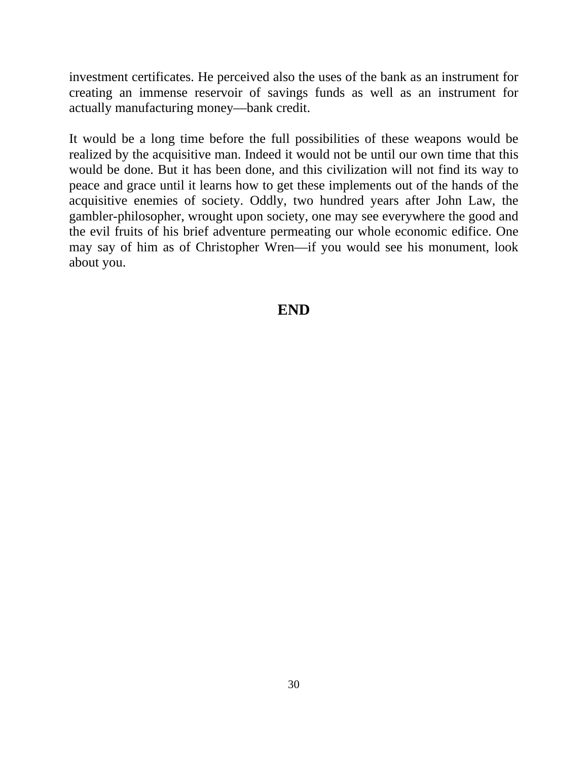investment certificates. He perceived also the uses of the bank as an instrument for creating an immense reservoir of savings funds as well as an instrument for actually manufacturing money—bank credit.

It would be a long time before the full possibilities of these weapons would be realized by the acquisitive man. Indeed it would not be until our own time that this would be done. But it has been done, and this civilization will not find its way to peace and grace until it learns how to get these implements out of the hands of the acquisitive enemies of society. Oddly, two hundred years after John Law, the gambler-philosopher, wrought upon society, one may see everywhere the good and the evil fruits of his brief adventure permeating our whole economic edifice. One may say of him as of Christopher Wren—if you would see his monument, look about you.

**END**